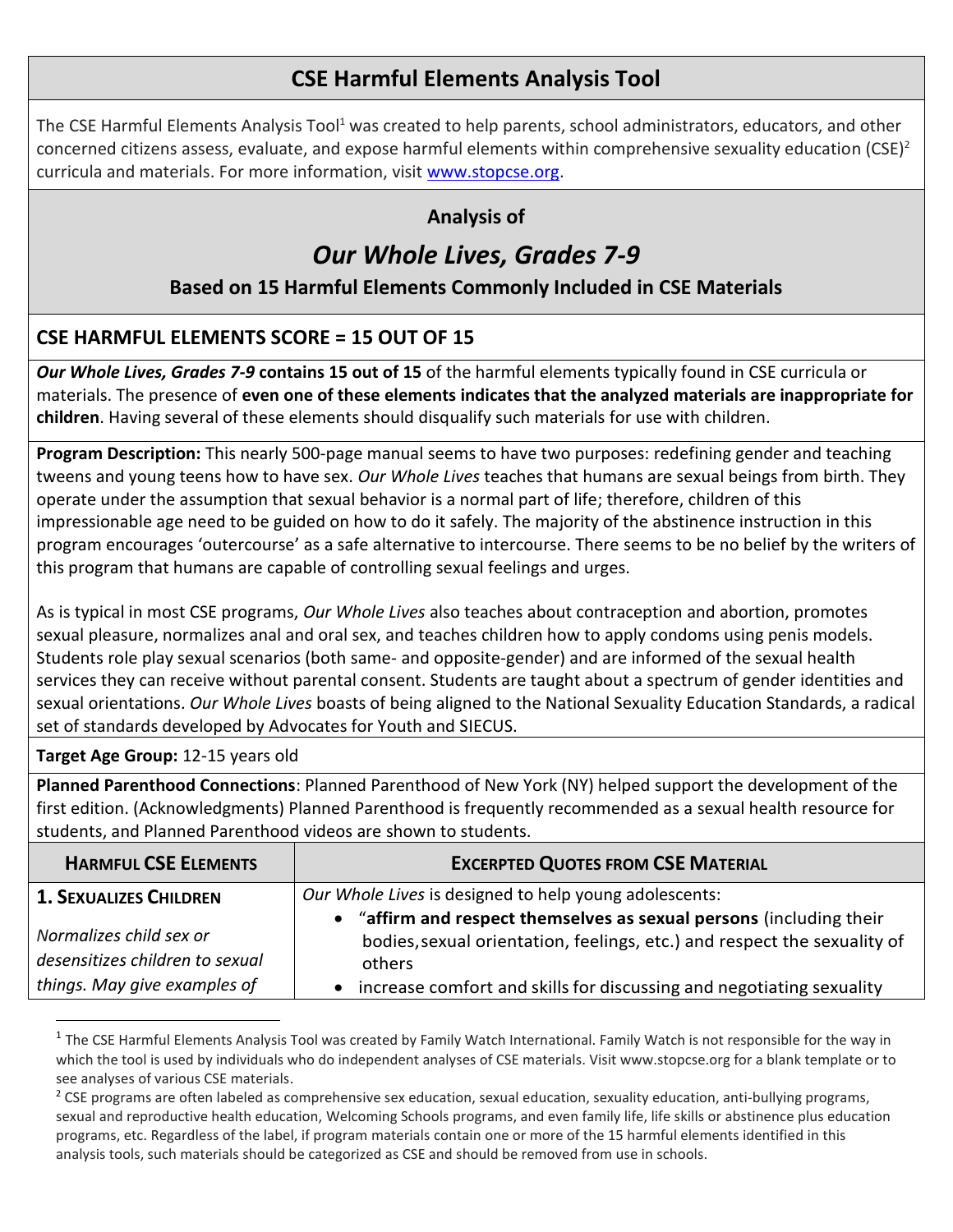# CSE Harmful Elements Analysis Tool

The CSE Harmful Elements Analysis Tool[1] was created to help parents, school administrators, educators, and other concerned citizens assess, evaluate, and expose harmful elements within comprehensive sexuality education (CSE)[2] curricula and materials. For more information, visit www.stopcse.org.

## Analysis of

# *Our Whole Lives, Grades 7-9*

### Based on 15 Harmful Elements Commonly Included in CSE Materials

## CSE HARMFUL ELEMENTS SCORE = 15 OUT OF 15

***Our Whole Lives, Grades 7-9* contains 15 out of 15** of the harmful elements typically found in CSE curricula or materials. The presence of **even one of these elements indicates that the analyzed materials are inappropriate for children**. Having several of these elements should disqualify such materials for use with children.

**Program Description:** This nearly 500-page manual seems to have two purposes: redefining gender and teaching tweens and young teens how to have sex. *Our Whole Lives* teaches that humans are sexual beings from birth. They operate under the assumption that sexual behavior is a normal part of life; therefore, children of this impressionable age need to be guided on how to do it safely. The majority of the abstinence instruction in this program encourages 'outercourse' as a safe alternative to intercourse. There seems to be no belief by the writers of this program that humans are capable of controlling sexual feelings and urges.

As is typical in most CSE programs, *Our Whole Lives* also teaches about contraception and abortion, promotes sexual pleasure, normalizes anal and oral sex, and teaches children how to apply condoms using penis models. Students role play sexual scenarios (both same- and opposite-gender) and are informed of the sexual health services they can receive without parental consent. Students are taught about a spectrum of gender identities and sexual orientations. *Our Whole Lives* boasts of being aligned to the National Sexuality Education Standards, a radical set of standards developed by Advocates for Youth and SIECUS.

**Target Age Group:** 12-15 years old

**Planned Parenthood Connections**: Planned Parenthood of New York (NY) helped support the development of the first edition. (Acknowledgments) Planned Parenthood is frequently recommended as a sexual health resource for students, and Planned Parenthood videos are shown to students.

| HARMFUL CSE ELEMENTS | EXCERPTED QUOTES FROM CSE MATERIAL |
|---|---|
| **1. SEXUALIZES CHILDREN**<br><br>*Normalizes child sex or desensitizes children to sexual things. May give examples of* | *Our Whole Lives* is designed to help young adolescents:<br>• "**affirm and respect themselves as sexual persons** (including their bodies, sexual orientation, feelings, etc.) and respect the sexuality of others<br>• increase comfort and skills for discussing and negotiating sexuality |

[1] The CSE Harmful Elements Analysis Tool was created by Family Watch International. Family Watch is not responsible for the way in which the tool is used by individuals who do independent analyses of CSE materials. Visit www.stopcse.org for a blank template or to see analyses of various CSE materials.

[2] CSE programs are often labeled as comprehensive sex education, sexual education, sexuality education, anti-bullying programs, sexual and reproductive health education, Welcoming Schools programs, and even family life, life skills or abstinence plus education programs, etc. Regardless of the label, if program materials contain one or more of the 15 harmful elements identified in this analysis tools, such materials should be categorized as CSE and should be removed from use in schools.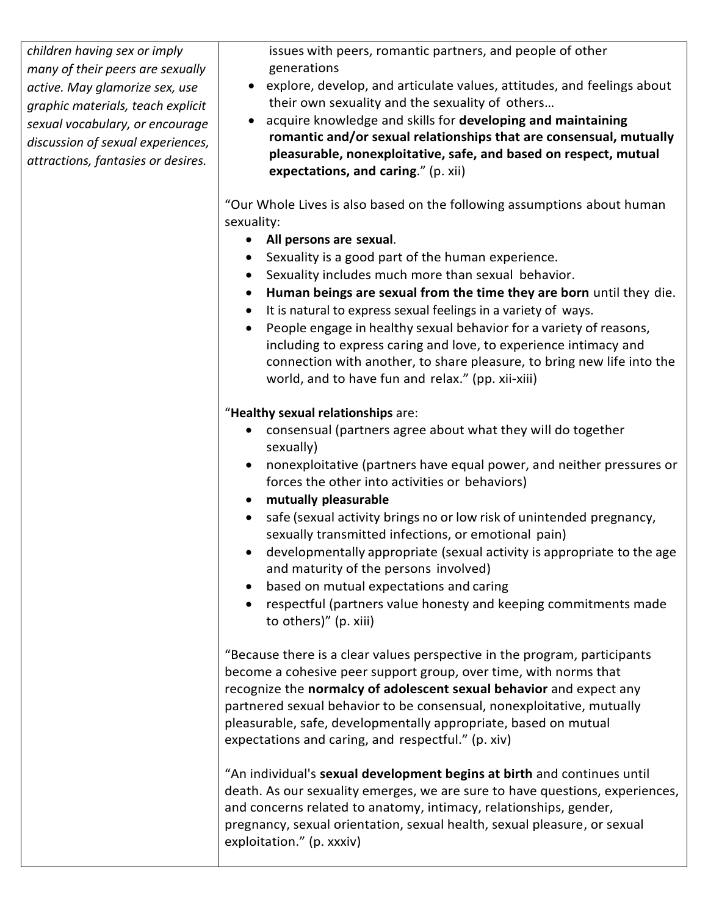| | |
|---|---|
| *children having sex or imply many of their peers are sexually active. May glamorize sex, use graphic materials, teach explicit sexual vocabulary, or encourage discussion of sexual experiences, attractions, fantasies or desires.* | issues with peers, romantic partners, and people of other generations<br>• explore, develop, and articulate values, attitudes, and feelings about their own sexuality and the sexuality of others…<br>• acquire knowledge and skills for **developing and maintaining romantic and/or sexual relationships that are consensual, mutually pleasurable, nonexploitative, safe, and based on respect, mutual expectations, and caring**." (p. xii)<br><br>"Our Whole Lives is also based on the following assumptions about human sexuality:<br>• **All persons are sexual**.<br>• Sexuality is a good part of the human experience.<br>• Sexuality includes much more than sexual behavior.<br>• **Human beings are sexual from the time they are born** until they die.<br>• It is natural to express sexual feelings in a variety of ways.<br>• People engage in healthy sexual behavior for a variety of reasons, including to express caring and love, to experience intimacy and connection with another, to share pleasure, to bring new life into the world, and to have fun and relax." (pp. xii-xiii)<br><br>"**Healthy sexual relationships** are:<br>• consensual (partners agree about what they will do together sexually)<br>• nonexploitative (partners have equal power, and neither pressures or forces the other into activities or behaviors)<br>• **mutually pleasurable**<br>• safe (sexual activity brings no or low risk of unintended pregnancy, sexually transmitted infections, or emotional pain)<br>• developmentally appropriate (sexual activity is appropriate to the age and maturity of the persons involved)<br>• based on mutual expectations and caring<br>• respectful (partners value honesty and keeping commitments made to others)" (p. xiii)<br><br>"Because there is a clear values perspective in the program, participants become a cohesive peer support group, over time, with norms that recognize the **normalcy of adolescent sexual behavior** and expect any partnered sexual behavior to be consensual, nonexploitative, mutually pleasurable, safe, developmentally appropriate, based on mutual expectations and caring, and respectful." (p. xiv)<br><br>"An individual's **sexual development begins at birth** and continues until death. As our sexuality emerges, we are sure to have questions, experiences, and concerns related to anatomy, intimacy, relationships, gender, pregnancy, sexual orientation, sexual health, sexual pleasure, or sexual exploitation." (p. xxxiv) |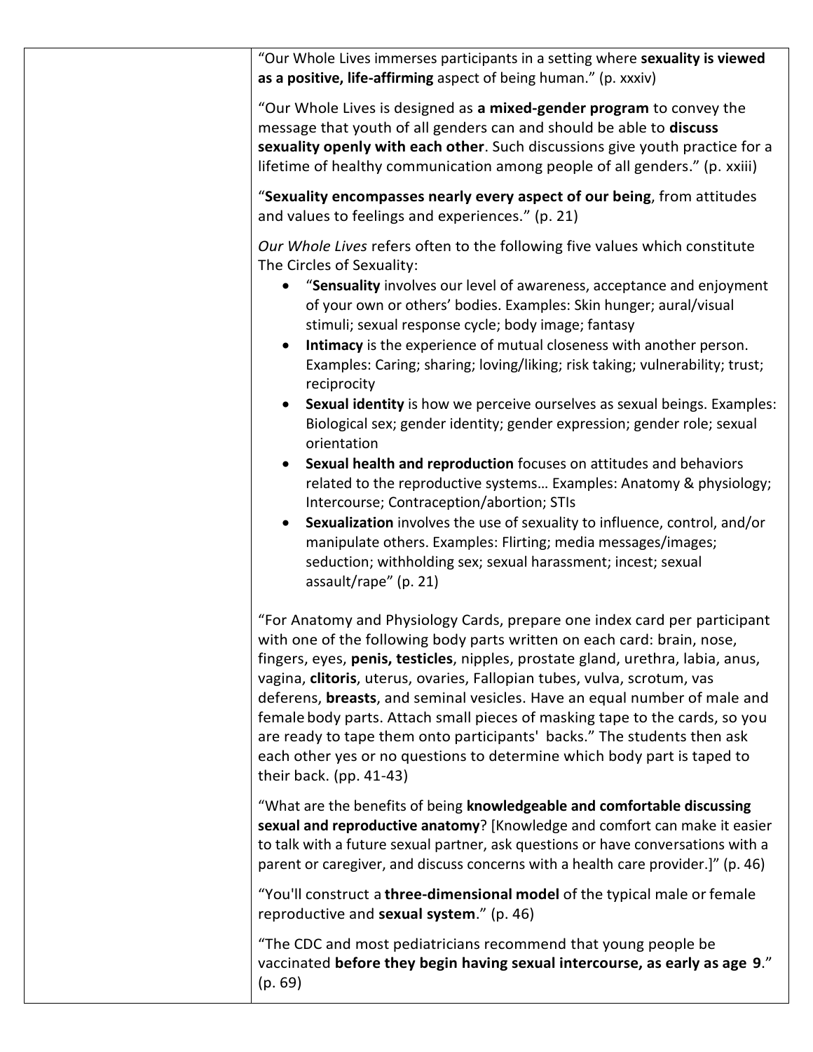| | |
|---|---|
| | "Our Whole Lives immerses participants in a setting where **sexuality is viewed as a positive, life-affirming** aspect of being human." (p. xxxiv)<br><br>"Our Whole Lives is designed as **a mixed-gender program** to convey the message that youth of all genders can and should be able to **discuss sexuality openly with each other**. Such discussions give youth practice for a lifetime of healthy communication among people of all genders." (p. xxiii)<br><br>"**Sexuality encompasses nearly every aspect of our being**, from attitudes and values to feelings and experiences." (p. 21)<br><br>*Our Whole Lives* refers often to the following five values which constitute The Circles of Sexuality:<br>• "**Sensuality** involves our level of awareness, acceptance and enjoyment of your own or others' bodies. Examples: Skin hunger; aural/visual stimuli; sexual response cycle; body image; fantasy<br>• **Intimacy** is the experience of mutual closeness with another person. Examples: Caring; sharing; loving/liking; risk taking; vulnerability; trust; reciprocity<br>• **Sexual identity** is how we perceive ourselves as sexual beings. Examples: Biological sex; gender identity; gender expression; gender role; sexual orientation<br>• **Sexual health and reproduction** focuses on attitudes and behaviors related to the reproductive systems… Examples: Anatomy & physiology; Intercourse; Contraception/abortion; STIs<br>• **Sexualization** involves the use of sexuality to influence, control, and/or manipulate others. Examples: Flirting; media messages/images; seduction; withholding sex; sexual harassment; incest; sexual assault/rape" (p. 21)<br><br>"For Anatomy and Physiology Cards, prepare one index card per participant with one of the following body parts written on each card: brain, nose, fingers, eyes, **penis, testicles**, nipples, prostate gland, urethra, labia, anus, vagina, **clitoris**, uterus, ovaries, Fallopian tubes, vulva, scrotum, vas deferens, **breasts**, and seminal vesicles. Have an equal number of male and female body parts. Attach small pieces of masking tape to the cards, so you are ready to tape them onto participants' backs." The students then ask each other yes or no questions to determine which body part is taped to their back. (pp. 41-43)<br><br>"What are the benefits of being **knowledgeable and comfortable discussing sexual and reproductive anatomy**? [Knowledge and comfort can make it easier to talk with a future sexual partner, ask questions or have conversations with a parent or caregiver, and discuss concerns with a health care provider.]" (p. 46)<br><br>"You'll construct a **three-dimensional model** of the typical male or female reproductive and **sexual system**." (p. 46)<br><br>"The CDC and most pediatricians recommend that young people be vaccinated **before they begin having sexual intercourse, as early as age 9**." (p. 69) |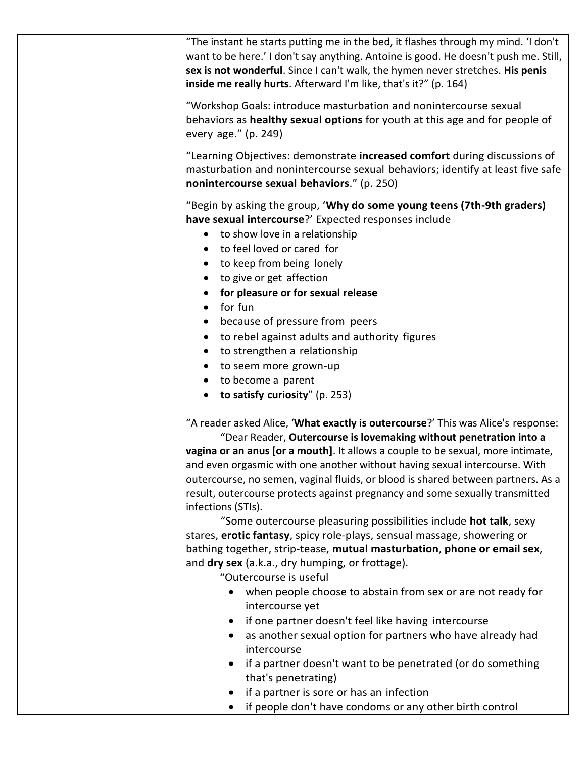"The instant he starts putting me in the bed, it flashes through my mind. 'I don't want to be here.' I don't say anything. Antoine is good. He doesn't push me. Still, **sex is not wonderful**. Since I can't walk, the hymen never stretches. **His penis inside me really hurts**. Afterward I'm like, that's it?" (p. 164)

"Workshop Goals: introduce masturbation and nonintercourse sexual behaviors as **healthy sexual options** for youth at this age and for people of every age." (p. 249)

"Learning Objectives: demonstrate **increased comfort** during discussions of masturbation and nonintercourse sexual behaviors; identify at least five safe **nonintercourse sexual behaviors**." (p. 250)

"Begin by asking the group, '**Why do some young teens (7th-9th graders) have sexual intercourse**?' Expected responses include

- to show love in a relationship
- to feel loved or cared for
- to keep from being lonely
- to give or get affection
- **for pleasure or for sexual release**
- for fun
- because of pressure from peers
- to rebel against adults and authority figures
- to strengthen a relationship
- to seem more grown-up
- to become a parent
- **to satisfy curiosity**" (p. 253)

"A reader asked Alice, '**What exactly is outercourse**?' This was Alice's response:

"Dear Reader, **Outercourse is lovemaking without penetration into a vagina or an anus [or a mouth]**. It allows a couple to be sexual, more intimate, and even orgasmic with one another without having sexual intercourse. With outercourse, no semen, vaginal fluids, or blood is shared between partners. As a result, outercourse protects against pregnancy and some sexually transmitted infections (STIs).

"Some outercourse pleasuring possibilities include **hot talk**, sexy stares, **erotic fantasy**, spicy role-plays, sensual massage, showering or bathing together, strip-tease, **mutual masturbation**, **phone or email sex**, and **dry sex** (a.k.a., dry humping, or frottage).

"Outercourse is useful

- when people choose to abstain from sex or are not ready for intercourse yet
- if one partner doesn't feel like having intercourse
- as another sexual option for partners who have already had intercourse
- if a partner doesn't want to be penetrated (or do something that's penetrating)
- if a partner is sore or has an infection
- if people don't have condoms or any other birth control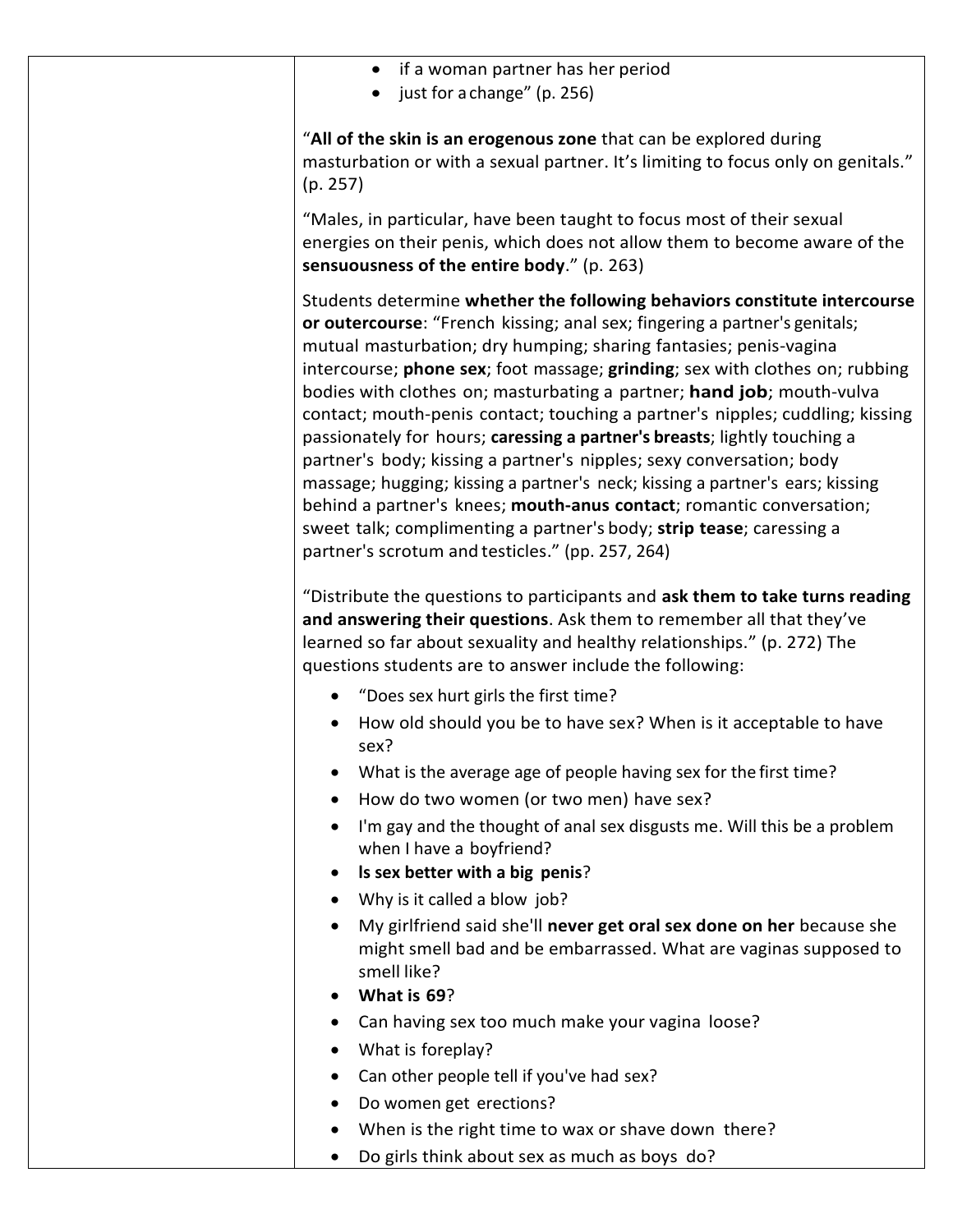| | • if a woman partner has her period<br>• just for a change" (p. 256)<br><br>"**All of the skin is an erogenous zone** that can be explored during masturbation or with a sexual partner. It's limiting to focus only on genitals." (p. 257)<br><br>"Males, in particular, have been taught to focus most of their sexual energies on their penis, which does not allow them to become aware of the **sensuousness of the entire body**." (p. 263)<br><br>Students determine **whether the following behaviors constitute intercourse or outercourse**: "French kissing; anal sex; fingering a partner's genitals; mutual masturbation; dry humping; sharing fantasies; penis-vagina intercourse; **phone sex**; foot massage; **grinding**; sex with clothes on; rubbing bodies with clothes on; masturbating a partner; **hand job**; mouth-vulva contact; mouth-penis contact; touching a partner's nipples; cuddling; kissing passionately for hours; **caressing a partner's breasts**; lightly touching a partner's body; kissing a partner's nipples; sexy conversation; body massage; hugging; kissing a partner's neck; kissing a partner's ears; kissing behind a partner's knees; **mouth-anus contact**; romantic conversation; sweet talk; complimenting a partner's body; **strip tease**; caressing a partner's scrotum and testicles." (pp. 257, 264)<br><br>"Distribute the questions to participants and **ask them to take turns reading and answering their questions**. Ask them to remember all that they've learned so far about sexuality and healthy relationships." (p. 272) The questions students are to answer include the following:<br><br>• "Does sex hurt girls the first time?<br>• How old should you be to have sex? When is it acceptable to have sex?<br>• What is the average age of people having sex for the first time?<br>• How do two women (or two men) have sex?<br>• I'm gay and the thought of anal sex disgusts me. Will this be a problem when I have a boyfriend?<br>• **Is sex better with a big penis**?<br>• Why is it called a blow job?<br>• My girlfriend said she'll **never get oral sex done on her** because she might smell bad and be embarrassed. What are vaginas supposed to smell like?<br>• **What is 69**?<br>• Can having sex too much make your vagina loose?<br>• What is foreplay?<br>• Can other people tell if you've had sex?<br>• Do women get erections?<br>• When is the right time to wax or shave down there?<br>• Do girls think about sex as much as boys do? |
|---|---|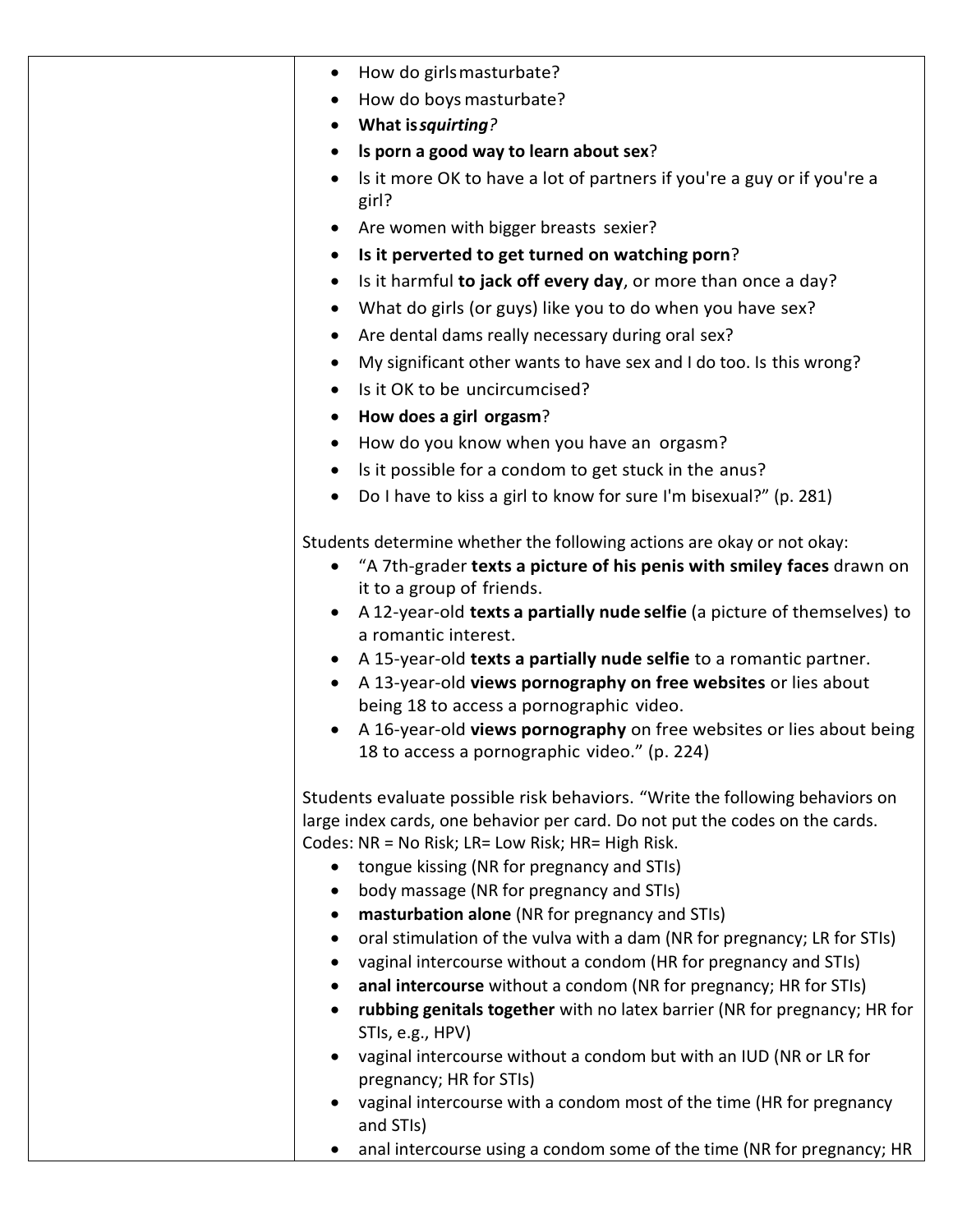|  |  |
| --- | --- |
|  | • How do girls masturbate?<br>• How do boys masturbate?<br>• **What is *squirting*?**<br>• **Is porn a good way to learn about sex**?<br>• Is it more OK to have a lot of partners if you're a guy or if you're a girl?<br>• Are women with bigger breasts sexier?<br>• **Is it perverted to get turned on watching porn**?<br>• Is it harmful **to jack off every day**, or more than once a day?<br>• What do girls (or guys) like you to do when you have sex?<br>• Are dental dams really necessary during oral sex?<br>• My significant other wants to have sex and I do too. Is this wrong?<br>• Is it OK to be uncircumcised?<br>• **How does a girl orgasm**?<br>• How do you know when you have an orgasm?<br>• Is it possible for a condom to get stuck in the anus?<br>• Do I have to kiss a girl to know for sure I'm bisexual?" (p. 281)<br><br>Students determine whether the following actions are okay or not okay:<br>• "A 7th-grader **texts a picture of his penis with smiley faces** drawn on it to a group of friends.<br>• A 12-year-old **texts a partially nude selfie** (a picture of themselves) to a romantic interest.<br>• A 15-year-old **texts a partially nude selfie** to a romantic partner.<br>• A 13-year-old **views pornography on free websites** or lies about being 18 to access a pornographic video.<br>• A 16-year-old **views pornography** on free websites or lies about being 18 to access a pornographic video." (p. 224)<br><br>Students evaluate possible risk behaviors. "Write the following behaviors on large index cards, one behavior per card. Do not put the codes on the cards. Codes: NR = No Risk; LR= Low Risk; HR= High Risk.<br>• tongue kissing (NR for pregnancy and STIs)<br>• body massage (NR for pregnancy and STIs)<br>• **masturbation alone** (NR for pregnancy and STIs)<br>• oral stimulation of the vulva with a dam (NR for pregnancy; LR for STIs)<br>• vaginal intercourse without a condom (HR for pregnancy and STIs)<br>• **anal intercourse** without a condom (NR for pregnancy; HR for STIs)<br>• **rubbing genitals together** with no latex barrier (NR for pregnancy; HR for STIs, e.g., HPV)<br>• vaginal intercourse without a condom but with an IUD (NR or LR for pregnancy; HR for STIs)<br>• vaginal intercourse with a condom most of the time (HR for pregnancy and STIs)<br>• anal intercourse using a condom some of the time (NR for pregnancy; HR |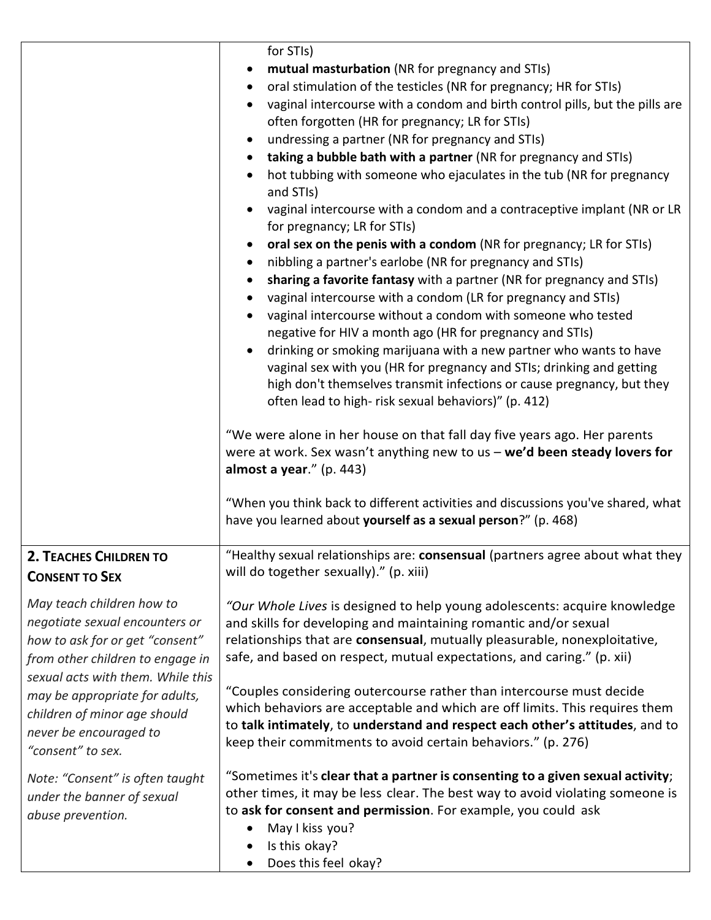| | |
|---|---|
| | for STIs)<br>• **mutual masturbation** (NR for pregnancy and STIs)<br>• oral stimulation of the testicles (NR for pregnancy; HR for STIs)<br>• vaginal intercourse with a condom and birth control pills, but the pills are often forgotten (HR for pregnancy; LR for STIs)<br>• undressing a partner (NR for pregnancy and STIs)<br>• **taking a bubble bath with a partner** (NR for pregnancy and STIs)<br>• hot tubbing with someone who ejaculates in the tub (NR for pregnancy and STIs)<br>• vaginal intercourse with a condom and a contraceptive implant (NR or LR for pregnancy; LR for STIs)<br>• **oral sex on the penis with a condom** (NR for pregnancy; LR for STIs)<br>• nibbling a partner's earlobe (NR for pregnancy and STIs)<br>• **sharing a favorite fantasy** with a partner (NR for pregnancy and STIs)<br>• vaginal intercourse with a condom (LR for pregnancy and STIs)<br>• vaginal intercourse without a condom with someone who tested negative for HIV a month ago (HR for pregnancy and STIs)<br>• drinking or smoking marijuana with a new partner who wants to have vaginal sex with you (HR for pregnancy and STIs; drinking and getting high don't themselves transmit infections or cause pregnancy, but they often lead to high- risk sexual behaviors)" (p. 412)<br><br>"We were alone in her house on that fall day five years ago. Her parents were at work. Sex wasn't anything new to us – **we'd been steady lovers for almost a year**." (p. 443)<br><br>"When you think back to different activities and discussions you've shared, what have you learned about **yourself as a sexual person**?" (p. 468) |
| **2. TEACHES CHILDREN TO CONSENT TO SEX**<br><br>*May teach children how to negotiate sexual encounters or how to ask for or get "consent" from other children to engage in sexual acts with them. While this may be appropriate for adults, children of minor age should never be encouraged to "consent" to sex.*<br><br>*Note: "Consent" is often taught under the banner of sexual abuse prevention.* | "Healthy sexual relationships are: **consensual** (partners agree about what they will do together sexually)." (p. xiii)<br><br>"*Our Whole Lives* is designed to help young adolescents: acquire knowledge and skills for developing and maintaining romantic and/or sexual relationships that are **consensual**, mutually pleasurable, nonexploitative, safe, and based on respect, mutual expectations, and caring." (p. xii)<br><br>"Couples considering outercourse rather than intercourse must decide which behaviors are acceptable and which are off limits. This requires them to **talk intimately**, to **understand and respect each other's attitudes**, and to keep their commitments to avoid certain behaviors." (p. 276)<br><br>"Sometimes it's **clear that a partner is consenting to a given sexual activity**; other times, it may be less clear. The best way to avoid violating someone is to **ask for consent and permission**. For example, you could ask<br>• May I kiss you?<br>• Is this okay?<br>• Does this feel okay? |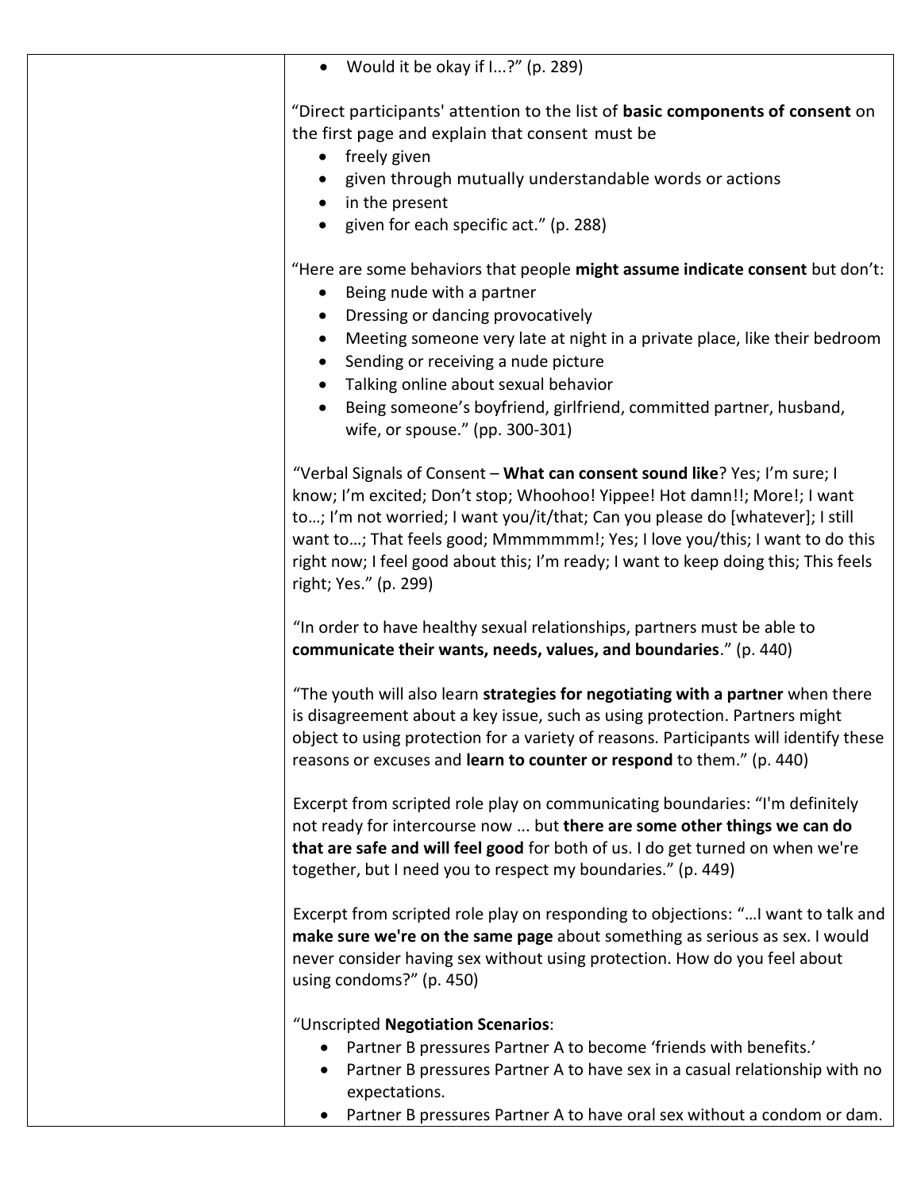| | • Would it be okay if I...?" (p. 289)<br><br>"Direct participants' attention to the list of **basic components of consent** on the first page and explain that consent must be<br>• freely given<br>• given through mutually understandable words or actions<br>• in the present<br>• given for each specific act." (p. 288)<br><br>"Here are some behaviors that people **might assume indicate consent** but don't:<br>• Being nude with a partner<br>• Dressing or dancing provocatively<br>• Meeting someone very late at night in a private place, like their bedroom<br>• Sending or receiving a nude picture<br>• Talking online about sexual behavior<br>• Being someone's boyfriend, girlfriend, committed partner, husband, wife, or spouse." (pp. 300-301)<br><br>"Verbal Signals of Consent – **What can consent sound like**? Yes; I'm sure; I know; I'm excited; Don't stop; Whoohoo! Yippee! Hot damn!!; More!; I want to…; I'm not worried; I want you/it/that; Can you please do [whatever]; I still want to…; That feels good; Mmmmmmm!; Yes; I love you/this; I want to do this right now; I feel good about this; I'm ready; I want to keep doing this; This feels right; Yes." (p. 299)<br><br>"In order to have healthy sexual relationships, partners must be able to **communicate their wants, needs, values, and boundaries**." (p. 440)<br><br>"The youth will also learn **strategies for negotiating with a partner** when there is disagreement about a key issue, such as using protection. Partners might object to using protection for a variety of reasons. Participants will identify these reasons or excuses and **learn to counter or respond** to them." (p. 440)<br><br>Excerpt from scripted role play on communicating boundaries: "I'm definitely not ready for intercourse now ... but **there are some other things we can do that are safe and will feel good** for both of us. I do get turned on when we're together, but I need you to respect my boundaries." (p. 449)<br><br>Excerpt from scripted role play on responding to objections: "…I want to talk and **make sure we're on the same page** about something as serious as sex. I would never consider having sex without using protection. How do you feel about using condoms?" (p. 450)<br><br>"Unscripted **Negotiation Scenarios**:<br>• Partner B pressures Partner A to become 'friends with benefits.'<br>• Partner B pressures Partner A to have sex in a casual relationship with no expectations.<br>• Partner B pressures Partner A to have oral sex without a condom or dam. |
|---|---|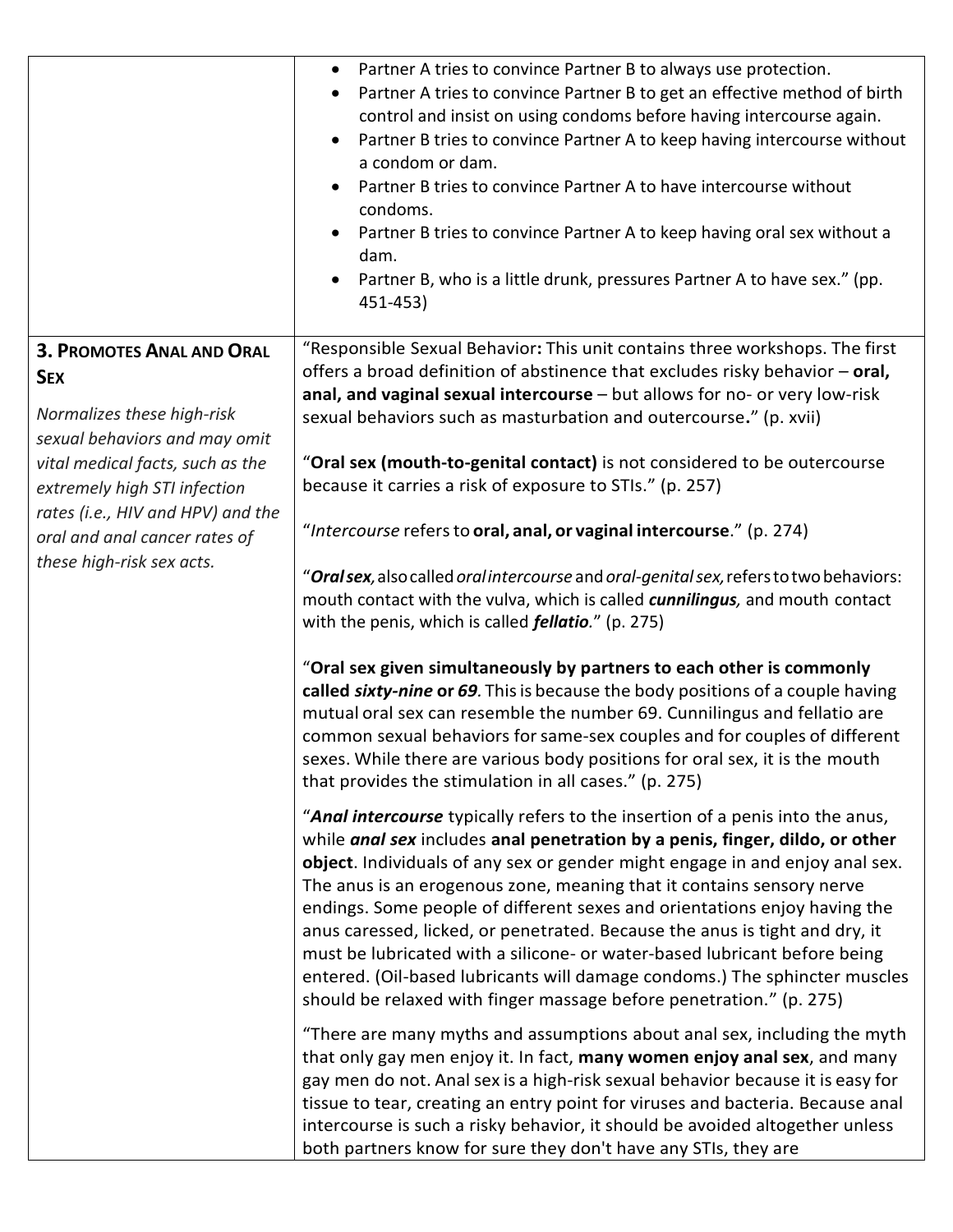| | |
|---|---|
| | • Partner A tries to convince Partner B to always use protection.<br>• Partner A tries to convince Partner B to get an effective method of birth control and insist on using condoms before having intercourse again.<br>• Partner B tries to convince Partner A to keep having intercourse without a condom or dam.<br>• Partner B tries to convince Partner A to have intercourse without condoms.<br>• Partner B tries to convince Partner A to keep having oral sex without a dam.<br>• Partner B, who is a little drunk, pressures Partner A to have sex." (pp. 451-453) |
| **3. Promotes Anal and Oral Sex**<br><br>*Normalizes these high-risk sexual behaviors and may omit vital medical facts, such as the extremely high STI infection rates (i.e., HIV and HPV) and the oral and anal cancer rates of these high-risk sex acts.* | "Responsible Sexual Behavior**:** This unit contains three workshops. The first offers a broad definition of abstinence that excludes risky behavior – **oral, anal, and vaginal sexual intercourse** – but allows for no- or very low-risk sexual behaviors such as masturbation and outercourse**.**" (p. xvii)<br><br>"**Oral sex (mouth-to-genital contact)** is not considered to be outercourse because it carries a risk of exposure to STIs." (p. 257)<br><br>"*Intercourse* refers to **oral, anal, or vaginal intercourse**." (p. 274)<br><br>"***Oral sex****,* also called *oral intercourse* and *oral-genital sex,* refers to two behaviors: mouth contact with the vulva, which is called ***cunnilingus****,* and mouth contact with the penis, which is called ***fellatio****.*" (p. 275)<br><br>"**Oral sex given simultaneously by partners to each other is commonly called *sixty-nine* or *69*.** This is because the body positions of a couple having mutual oral sex can resemble the number 69. Cunnilingus and fellatio are common sexual behaviors for same-sex couples and for couples of different sexes. While there are various body positions for oral sex, it is the mouth that provides the stimulation in all cases." (p. 275)<br><br>"***Anal intercourse*** typically refers to the insertion of a penis into the anus, while ***anal sex*** includes **anal penetration by a penis, finger, dildo, or other object**. Individuals of any sex or gender might engage in and enjoy anal sex. The anus is an erogenous zone, meaning that it contains sensory nerve endings. Some people of different sexes and orientations enjoy having the anus caressed, licked, or penetrated. Because the anus is tight and dry, it must be lubricated with a silicone- or water-based lubricant before being entered. (Oil-based lubricants will damage condoms.) The sphincter muscles should be relaxed with finger massage before penetration." (p. 275)<br><br>"There are many myths and assumptions about anal sex, including the myth that only gay men enjoy it. In fact, **many women enjoy anal sex**, and many gay men do not. Anal sex is a high-risk sexual behavior because it is easy for tissue to tear, creating an entry point for viruses and bacteria. Because anal intercourse is such a risky behavior, it should be avoided altogether unless both partners know for sure they don't have any STIs, they are |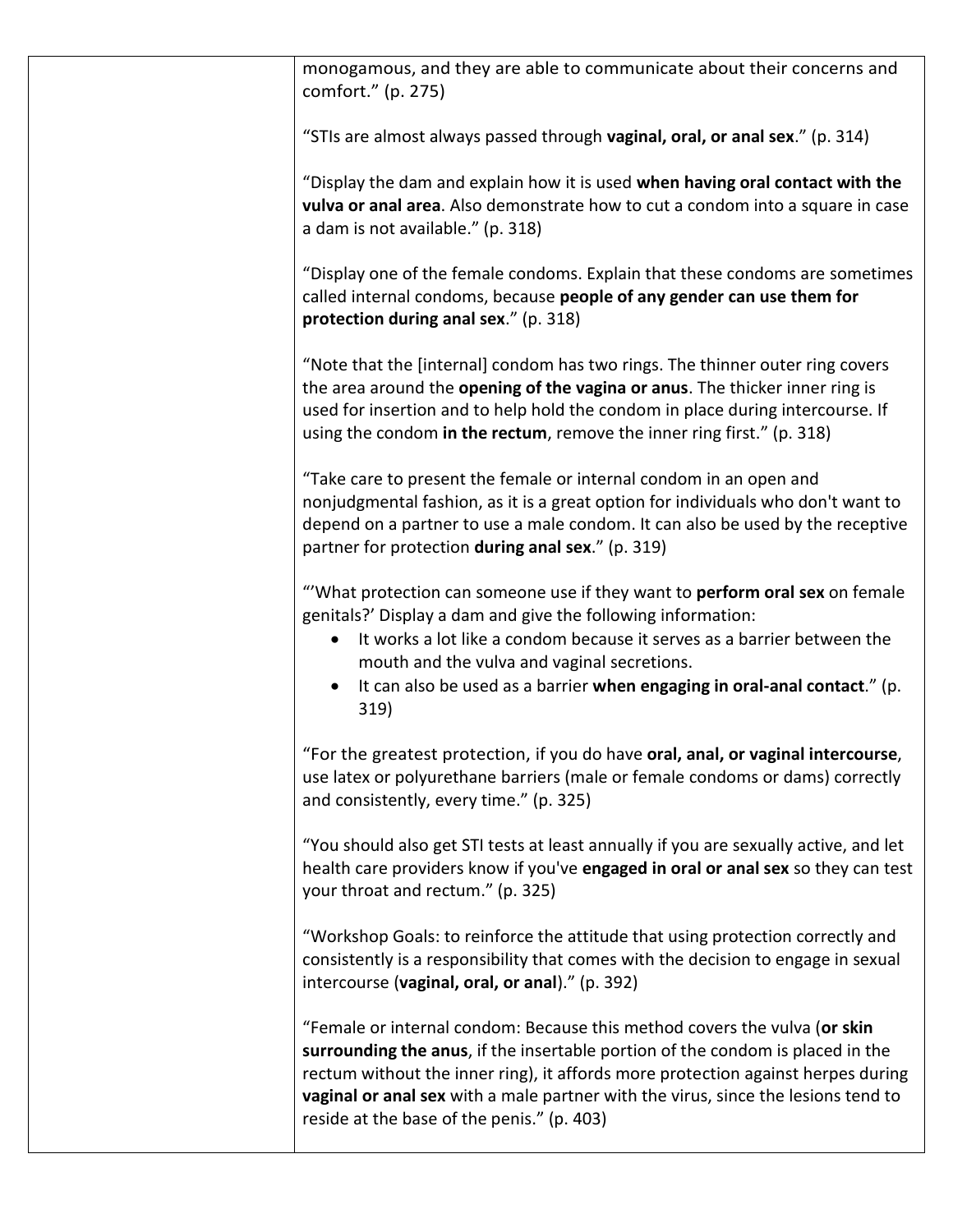| | |
|---|---|
| | monogamous, and they are able to communicate about their concerns and comfort." (p. 275)<br><br>"STIs are almost always passed through **vaginal, oral, or anal sex**." (p. 314)<br><br>"Display the dam and explain how it is used **when having oral contact with the vulva or anal area**. Also demonstrate how to cut a condom into a square in case a dam is not available." (p. 318)<br><br>"Display one of the female condoms. Explain that these condoms are sometimes called internal condoms, because **people of any gender can use them for protection during anal sex**." (p. 318)<br><br>"Note that the [internal] condom has two rings. The thinner outer ring covers the area around the **opening of the vagina or anus**. The thicker inner ring is used for insertion and to help hold the condom in place during intercourse. If using the condom **in the rectum**, remove the inner ring first." (p. 318)<br><br>"Take care to present the female or internal condom in an open and nonjudgmental fashion, as it is a great option for individuals who don't want to depend on a partner to use a male condom. It can also be used by the receptive partner for protection **during anal sex**." (p. 319)<br><br>"'What protection can someone use if they want to **perform oral sex** on female genitals?' Display a dam and give the following information:<br>• It works a lot like a condom because it serves as a barrier between the mouth and the vulva and vaginal secretions.<br>• It can also be used as a barrier **when engaging in oral-anal contact**." (p. 319)<br><br>"For the greatest protection, if you do have **oral, anal, or vaginal intercourse**, use latex or polyurethane barriers (male or female condoms or dams) correctly and consistently, every time." (p. 325)<br><br>"You should also get STI tests at least annually if you are sexually active, and let health care providers know if you've **engaged in oral or anal sex** so they can test your throat and rectum." (p. 325)<br><br>"Workshop Goals: to reinforce the attitude that using protection correctly and consistently is a responsibility that comes with the decision to engage in sexual intercourse (**vaginal, oral, or anal**)." (p. 392)<br><br>"Female or internal condom: Because this method covers the vulva (**or skin surrounding the anus**, if the insertable portion of the condom is placed in the rectum without the inner ring), it affords more protection against herpes during **vaginal or anal sex** with a male partner with the virus, since the lesions tend to reside at the base of the penis." (p. 403) |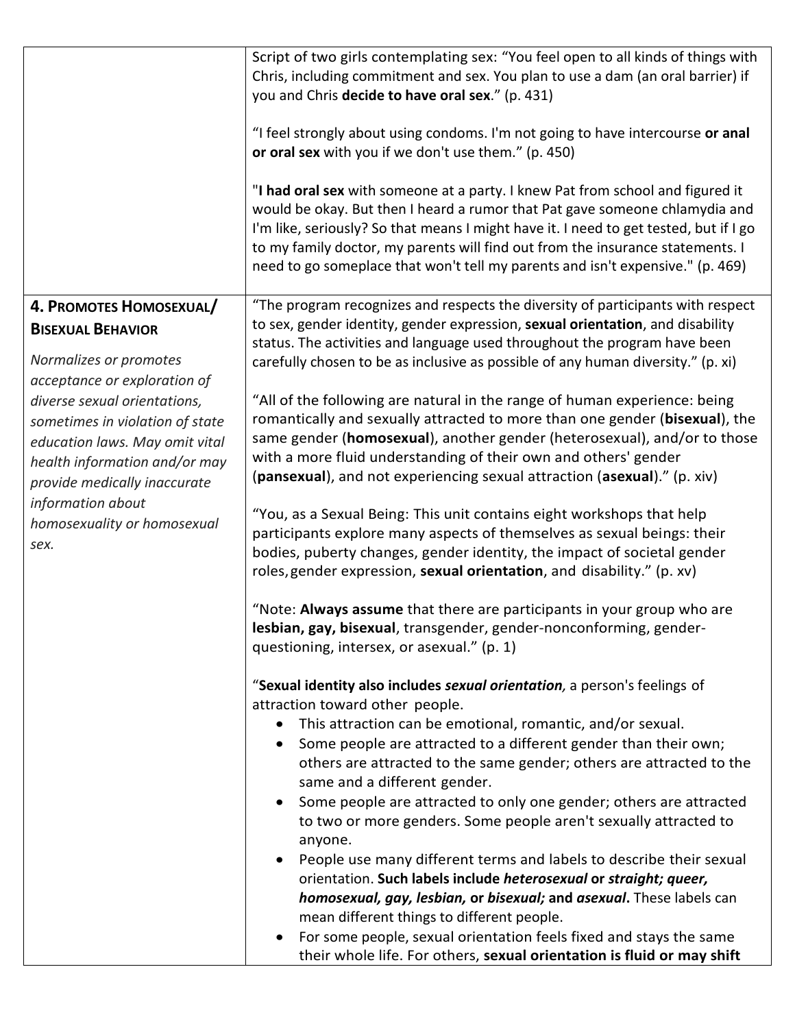| | |
|---|---|
| | Script of two girls contemplating sex: "You feel open to all kinds of things with Chris, including commitment and sex. You plan to use a dam (an oral barrier) if you and Chris **decide to have oral sex**." (p. 431)<br><br>"I feel strongly about using condoms. I'm not going to have intercourse **or anal or oral sex** with you if we don't use them." (p. 450)<br><br>"**I had oral sex** with someone at a party. I knew Pat from school and figured it would be okay. But then I heard a rumor that Pat gave someone chlamydia and I'm like, seriously? So that means I might have it. I need to get tested, but if I go to my family doctor, my parents will find out from the insurance statements. I need to go someplace that won't tell my parents and isn't expensive." (p. 469) |
| **4. Promotes Homosexual/ Bisexual Behavior**<br><br>*Normalizes or promotes acceptance or exploration of diverse sexual orientations, sometimes in violation of state education laws. May omit vital health information and/or may provide medically inaccurate information about homosexuality or homosexual sex.* | "The program recognizes and respects the diversity of participants with respect to sex, gender identity, gender expression, **sexual orientation**, and disability status. The activities and language used throughout the program have been carefully chosen to be as inclusive as possible of any human diversity." (p. xi)<br><br>"All of the following are natural in the range of human experience: being romantically and sexually attracted to more than one gender (**bisexual**), the same gender (**homosexual**), another gender (heterosexual), and/or to those with a more fluid understanding of their own and others' gender (**pansexual**), and not experiencing sexual attraction (**asexual**)." (p. xiv)<br><br>"You, as a Sexual Being: This unit contains eight workshops that help participants explore many aspects of themselves as sexual beings: their bodies, puberty changes, gender identity, the impact of societal gender roles, gender expression, **sexual orientation**, and disability." (p. xv)<br><br>"Note: **Always assume** that there are participants in your group who are **lesbian, gay, bisexual**, transgender, gender-nonconforming, gender-questioning, intersex, or asexual." (p. 1)<br><br>"**Sexual identity also includes *sexual orientation*,** a person's feelings of attraction toward other people.<br>• This attraction can be emotional, romantic, and/or sexual.<br>• Some people are attracted to a different gender than their own; others are attracted to the same gender; others are attracted to the same and a different gender.<br>• Some people are attracted to only one gender; others are attracted to two or more genders. Some people aren't sexually attracted to anyone.<br>• People use many different terms and labels to describe their sexual orientation. **Such labels include *heterosexual* or *straight; queer, homosexual, gay, lesbian,* or *bisexual;* and *asexual*.** These labels can mean different things to different people.<br>• For some people, sexual orientation feels fixed and stays the same their whole life. For others, **sexual orientation is fluid or may shift** |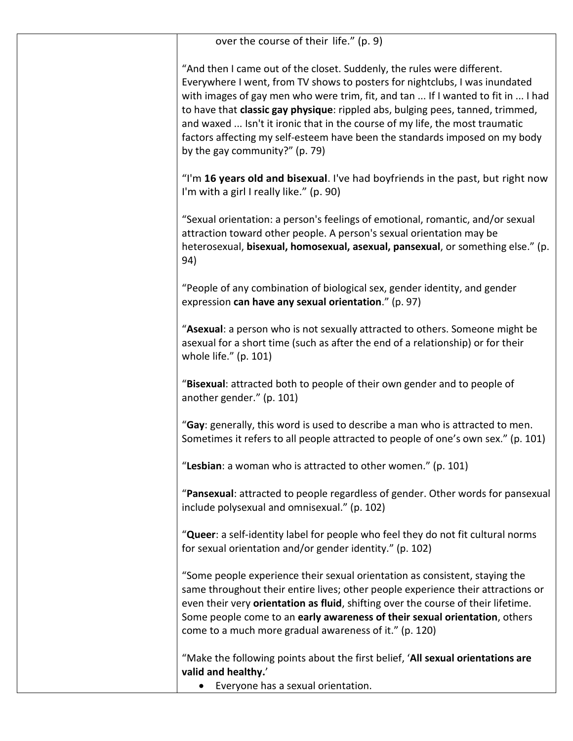| | over the course of their life." (p. 9)<br><br>"And then I came out of the closet. Suddenly, the rules were different. Everywhere I went, from TV shows to posters for nightclubs, I was inundated with images of gay men who were trim, fit, and tan ... If I wanted to fit in ... I had to have that **classic gay physique**: rippled abs, bulging pecs, tanned, trimmed, and waxed ... Isn't it ironic that in the course of my life, the most traumatic factors affecting my self-esteem have been the standards imposed on my body by the gay community?" (p. 79)<br><br>"I'm **16 years old and bisexual**. I've had boyfriends in the past, but right now I'm with a girl I really like." (p. 90)<br><br>"Sexual orientation: a person's feelings of emotional, romantic, and/or sexual attraction toward other people. A person's sexual orientation may be heterosexual, **bisexual, homosexual, asexual, pansexual**, or something else." (p. 94)<br><br>"People of any combination of biological sex, gender identity, and gender expression **can have any sexual orientation**." (p. 97)<br><br>"**Asexual**: a person who is not sexually attracted to others. Someone might be asexual for a short time (such as after the end of a relationship) or for their whole life." (p. 101)<br><br>"**Bisexual**: attracted both to people of their own gender and to people of another gender." (p. 101)<br><br>"**Gay**: generally, this word is used to describe a man who is attracted to men. Sometimes it refers to all people attracted to people of one's own sex." (p. 101)<br><br>"**Lesbian**: a woman who is attracted to other women." (p. 101)<br><br>"**Pansexual**: attracted to people regardless of gender. Other words for pansexual include polysexual and omnisexual." (p. 102)<br><br>"**Queer**: a self-identity label for people who feel they do not fit cultural norms for sexual orientation and/or gender identity." (p. 102)<br><br>"Some people experience their sexual orientation as consistent, staying the same throughout their entire lives; other people experience their attractions or even their very **orientation as fluid**, shifting over the course of their lifetime. Some people come to an **early awareness of their sexual orientation**, others come to a much more gradual awareness of it." (p. 120)<br><br>"Make the following points about the first belief, '**All sexual orientations are valid and healthy.**'<br>• Everyone has a sexual orientation. |
|---|---|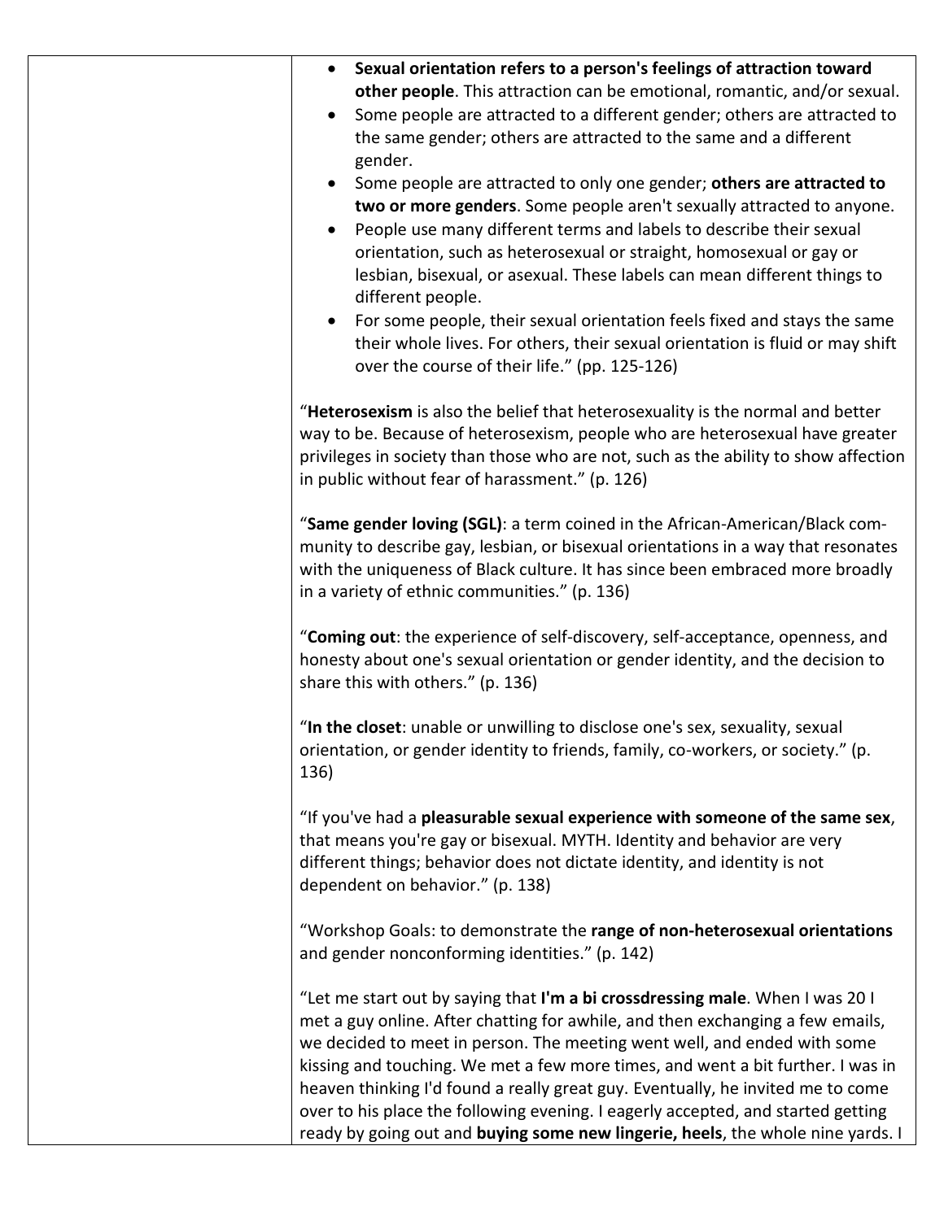- **Sexual orientation refers to a person's feelings of attraction toward other people**. This attraction can be emotional, romantic, and/or sexual.
- Some people are attracted to a different gender; others are attracted to the same gender; others are attracted to the same and a different gender.
- Some people are attracted to only one gender; **others are attracted to two or more genders**. Some people aren't sexually attracted to anyone.
- People use many different terms and labels to describe their sexual orientation, such as heterosexual or straight, homosexual or gay or lesbian, bisexual, or asexual. These labels can mean different things to different people.
- For some people, their sexual orientation feels fixed and stays the same their whole lives. For others, their sexual orientation is fluid or may shift over the course of their life." (pp. 125-126)

"**Heterosexism** is also the belief that heterosexuality is the normal and better way to be. Because of heterosexism, people who are heterosexual have greater privileges in society than those who are not, such as the ability to show affection in public without fear of harassment." (p. 126)

"**Same gender loving (SGL)**: a term coined in the African-American/Black community to describe gay, lesbian, or bisexual orientations in a way that resonates with the uniqueness of Black culture. It has since been embraced more broadly in a variety of ethnic communities." (p. 136)

"**Coming out**: the experience of self-discovery, self-acceptance, openness, and honesty about one's sexual orientation or gender identity, and the decision to share this with others." (p. 136)

"**In the closet**: unable or unwilling to disclose one's sex, sexuality, sexual orientation, or gender identity to friends, family, co-workers, or society." (p. 136)

"If you've had a **pleasurable sexual experience with someone of the same sex**, that means you're gay or bisexual. MYTH. Identity and behavior are very different things; behavior does not dictate identity, and identity is not dependent on behavior." (p. 138)

"Workshop Goals: to demonstrate the **range of non-heterosexual orientations** and gender nonconforming identities." (p. 142)

"Let me start out by saying that **I'm a bi crossdressing male**. When I was 20 I met a guy online. After chatting for awhile, and then exchanging a few emails, we decided to meet in person. The meeting went well, and ended with some kissing and touching. We met a few more times, and went a bit further. I was in heaven thinking I'd found a really great guy. Eventually, he invited me to come over to his place the following evening. I eagerly accepted, and started getting ready by going out and **buying some new lingerie, heels**, the whole nine yards. I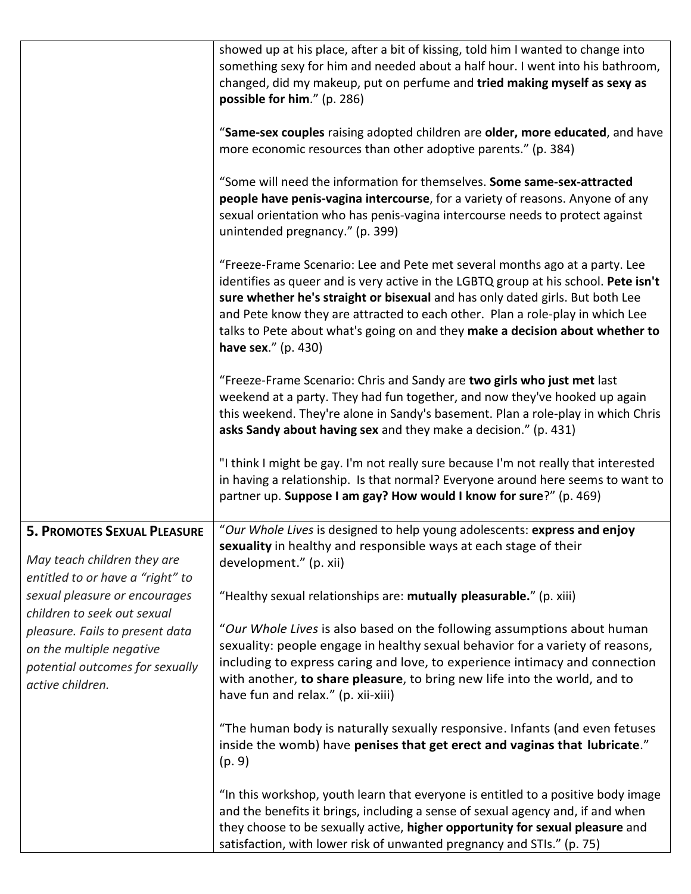| | |
|---|---|
| | showed up at his place, after a bit of kissing, told him I wanted to change into something sexy for him and needed about a half hour. I went into his bathroom, changed, did my makeup, put on perfume and **tried making myself as sexy as possible for him**." (p. 286)<br><br>"**Same-sex couples** raising adopted children are **older, more educated**, and have more economic resources than other adoptive parents." (p. 384)<br><br>"Some will need the information for themselves. **Some same-sex-attracted people have penis-vagina intercourse**, for a variety of reasons. Anyone of any sexual orientation who has penis-vagina intercourse needs to protect against unintended pregnancy." (p. 399)<br><br>"Freeze-Frame Scenario: Lee and Pete met several months ago at a party. Lee identifies as queer and is very active in the LGBTQ group at his school. **Pete isn't sure whether he's straight or bisexual** and has only dated girls. But both Lee and Pete know they are attracted to each other. Plan a role-play in which Lee talks to Pete about what's going on and they **make a decision about whether to have sex**." (p. 430)<br><br>"Freeze-Frame Scenario: Chris and Sandy are **two girls who just met** last weekend at a party. They had fun together, and now they've hooked up again this weekend. They're alone in Sandy's basement. Plan a role-play in which Chris **asks Sandy about having sex** and they make a decision." (p. 431)<br><br>"I think I might be gay. I'm not really sure because I'm not really that interested in having a relationship. Is that normal? Everyone around here seems to want to partner up. **Suppose I am gay? How would I know for sure**?" (p. 469) |
| **5. Promotes Sexual Pleasure**<br><br>*May teach children they are entitled to or have a "right" to sexual pleasure or encourages children to seek out sexual pleasure. Fails to present data on the multiple negative potential outcomes for sexually active children.* | "*Our Whole Lives* is designed to help young adolescents: **express and enjoy sexuality** in healthy and responsible ways at each stage of their development." (p. xii)<br><br>"Healthy sexual relationships are: **mutually pleasurable.**" (p. xiii)<br><br>"*Our Whole Lives* is also based on the following assumptions about human sexuality: people engage in healthy sexual behavior for a variety of reasons, including to express caring and love, to experience intimacy and connection with another, **to share pleasure**, to bring new life into the world, and to have fun and relax." (p. xii-xiii)<br><br>"The human body is naturally sexually responsive. Infants (and even fetuses inside the womb) have **penises that get erect and vaginas that lubricate**." (p. 9)<br><br>"In this workshop, youth learn that everyone is entitled to a positive body image and the benefits it brings, including a sense of sexual agency and, if and when they choose to be sexually active, **higher opportunity for sexual pleasure** and satisfaction, with lower risk of unwanted pregnancy and STIs." (p. 75) |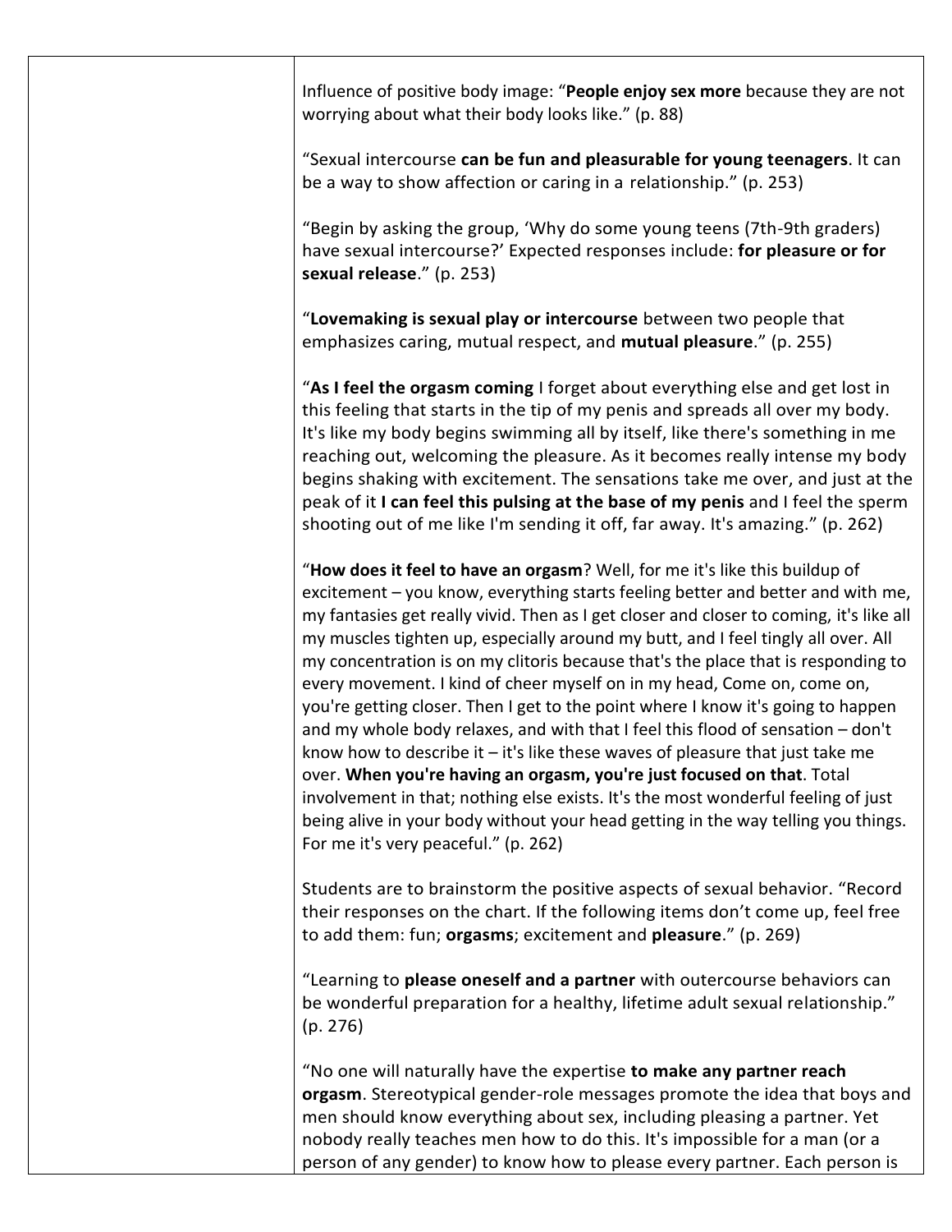Influence of positive body image: "**People enjoy sex more** because they are not worrying about what their body looks like." (p. 88)

"Sexual intercourse **can be fun and pleasurable for young teenagers**. It can be a way to show affection or caring in a relationship." (p. 253)

"Begin by asking the group, 'Why do some young teens (7th-9th graders) have sexual intercourse?' Expected responses include: **for pleasure or for sexual release**." (p. 253)

"**Lovemaking is sexual play or intercourse** between two people that emphasizes caring, mutual respect, and **mutual pleasure**." (p. 255)

"**As I feel the orgasm coming** I forget about everything else and get lost in this feeling that starts in the tip of my penis and spreads all over my body. It's like my body begins swimming all by itself, like there's something in me reaching out, welcoming the pleasure. As it becomes really intense my body begins shaking with excitement. The sensations take me over, and just at the peak of it **I can feel this pulsing at the base of my penis** and I feel the sperm shooting out of me like I'm sending it off, far away. It's amazing." (p. 262)

"**How does it feel to have an orgasm**? Well, for me it's like this buildup of excitement – you know, everything starts feeling better and better and with me, my fantasies get really vivid. Then as I get closer and closer to coming, it's like all my muscles tighten up, especially around my butt, and I feel tingly all over. All my concentration is on my clitoris because that's the place that is responding to every movement. I kind of cheer myself on in my head, Come on, come on, you're getting closer. Then I get to the point where I know it's going to happen and my whole body relaxes, and with that I feel this flood of sensation – don't know how to describe it – it's like these waves of pleasure that just take me over. **When you're having an orgasm, you're just focused on that**. Total involvement in that; nothing else exists. It's the most wonderful feeling of just being alive in your body without your head getting in the way telling you things. For me it's very peaceful." (p. 262)

Students are to brainstorm the positive aspects of sexual behavior. "Record their responses on the chart. If the following items don't come up, feel free to add them: fun; **orgasms**; excitement and **pleasure**." (p. 269)

"Learning to **please oneself and a partner** with outercourse behaviors can be wonderful preparation for a healthy, lifetime adult sexual relationship." (p. 276)

"No one will naturally have the expertise **to make any partner reach orgasm**. Stereotypical gender-role messages promote the idea that boys and men should know everything about sex, including pleasing a partner. Yet nobody really teaches men how to do this. It's impossible for a man (or a person of any gender) to know how to please every partner. Each person is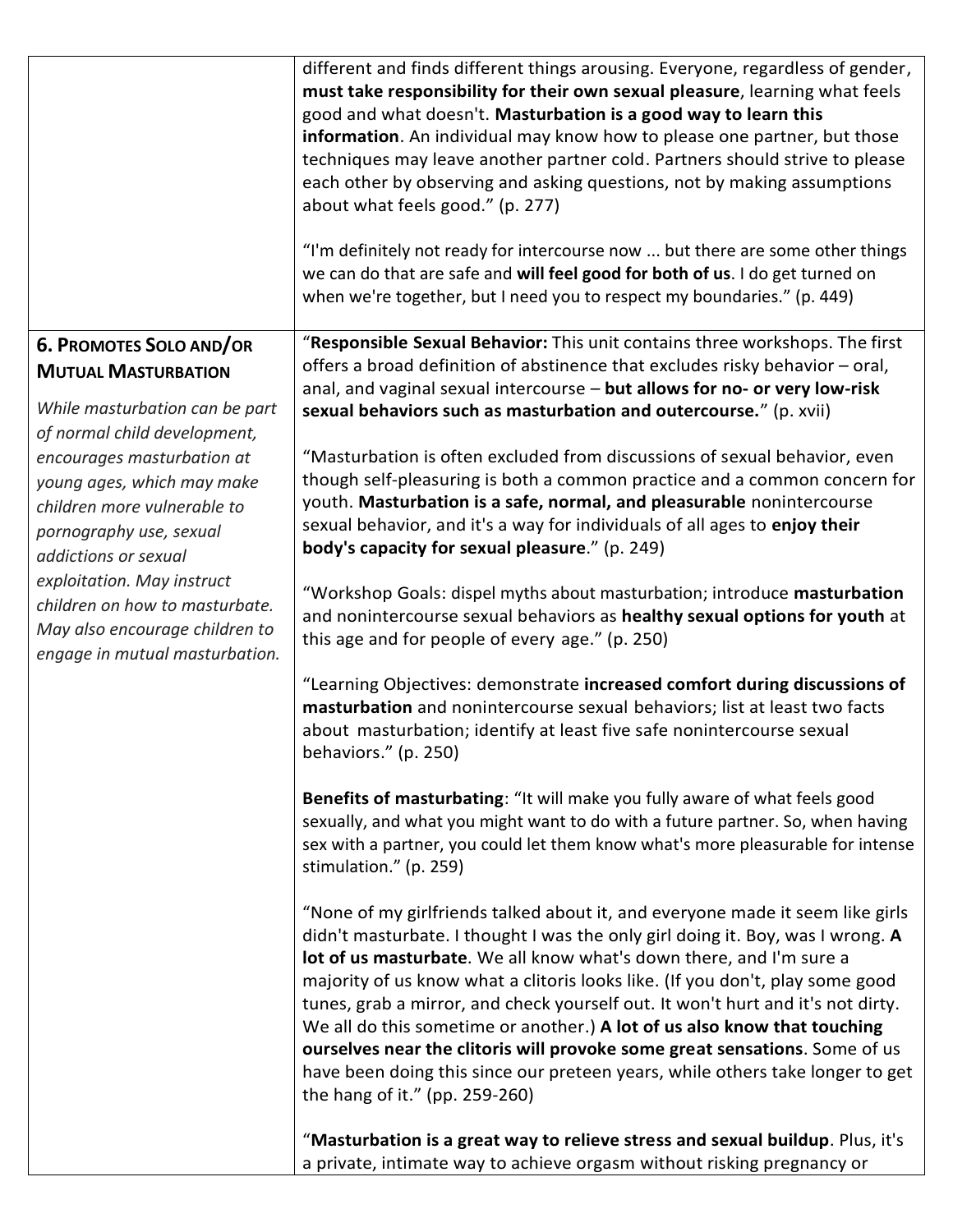| | |
|---|---|
| | different and finds different things arousing. Everyone, regardless of gender, **must take responsibility for their own sexual pleasure**, learning what feels good and what doesn't. **Masturbation is a good way to learn this information**. An individual may know how to please one partner, but those techniques may leave another partner cold. Partners should strive to please each other by observing and asking questions, not by making assumptions about what feels good." (p. 277)<br><br>"I'm definitely not ready for intercourse now ... but there are some other things we can do that are safe and **will feel good for both of us**. I do get turned on when we're together, but I need you to respect my boundaries." (p. 449) |
| **6. Promotes Solo and/or Mutual Masturbation**<br><br>*While masturbation can be part of normal child development, encourages masturbation at young ages, which may make children more vulnerable to pornography use, sexual addictions or sexual exploitation. May instruct children on how to masturbate. May also encourage children to engage in mutual masturbation.* | "**Responsible Sexual Behavior:** This unit contains three workshops. The first offers a broad definition of abstinence that excludes risky behavior – oral, anal, and vaginal sexual intercourse – **but allows for no- or very low-risk sexual behaviors such as masturbation and outercourse.**" (p. xvii)<br><br>"Masturbation is often excluded from discussions of sexual behavior, even though self-pleasuring is both a common practice and a common concern for youth. **Masturbation is a safe, normal, and pleasurable** nonintercourse sexual behavior, and it's a way for individuals of all ages to **enjoy their body's capacity for sexual pleasure**." (p. 249)<br><br>"Workshop Goals: dispel myths about masturbation; introduce **masturbation** and nonintercourse sexual behaviors as **healthy sexual options for youth** at this age and for people of every age." (p. 250)<br><br>"Learning Objectives: demonstrate **increased comfort during discussions of masturbation** and nonintercourse sexual behaviors; list at least two facts about masturbation; identify at least five safe nonintercourse sexual behaviors." (p. 250)<br><br>**Benefits of masturbating**: "It will make you fully aware of what feels good sexually, and what you might want to do with a future partner. So, when having sex with a partner, you could let them know what's more pleasurable for intense stimulation." (p. 259)<br><br>"None of my girlfriends talked about it, and everyone made it seem like girls didn't masturbate. I thought I was the only girl doing it. Boy, was I wrong. **A lot of us masturbate**. We all know what's down there, and I'm sure a majority of us know what a clitoris looks like. (If you don't, play some good tunes, grab a mirror, and check yourself out. It won't hurt and it's not dirty. We all do this sometime or another.) **A lot of us also know that touching ourselves near the clitoris will provoke some great sensations**. Some of us have been doing this since our preteen years, while others take longer to get the hang of it." (pp. 259-260)<br><br>"**Masturbation is a great way to relieve stress and sexual buildup**. Plus, it's a private, intimate way to achieve orgasm without risking pregnancy or |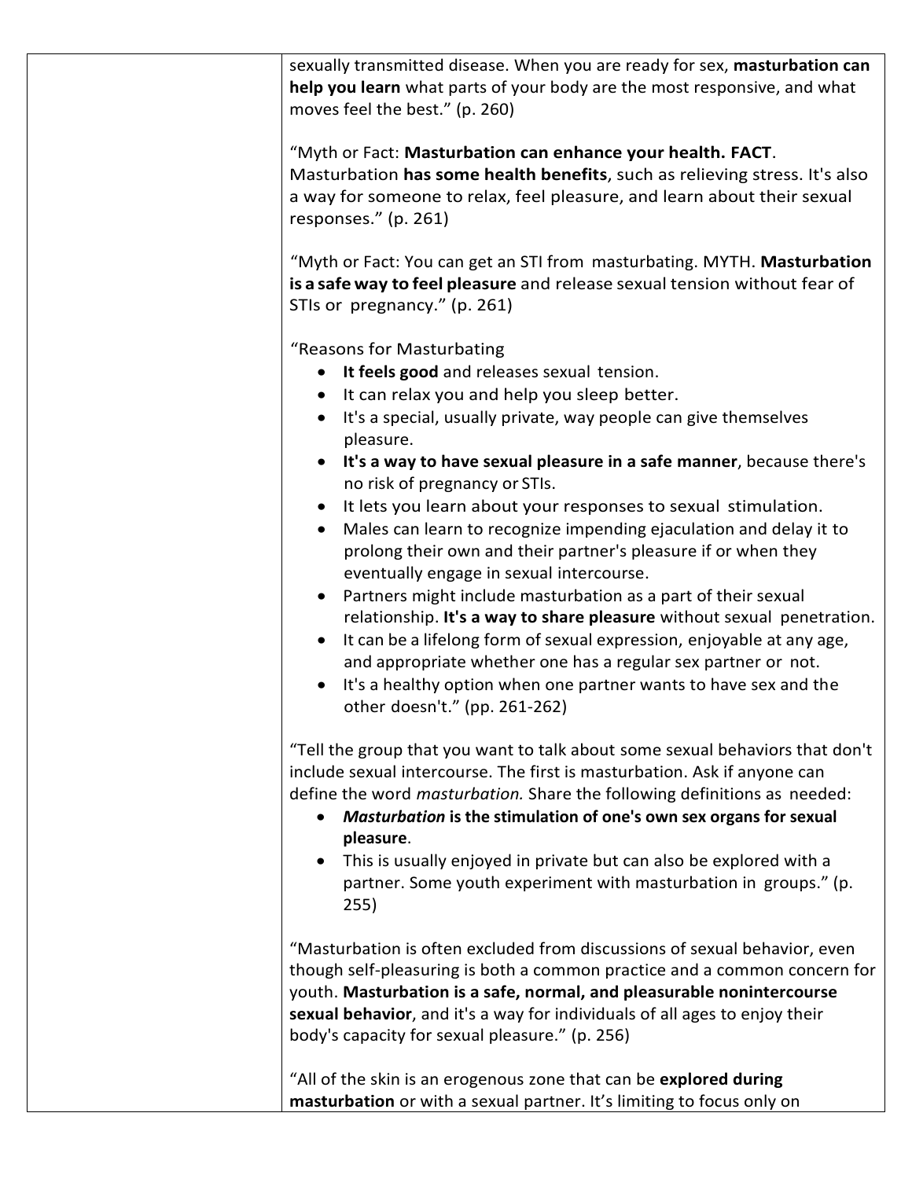| | |
|---|---|
| | sexually transmitted disease. When you are ready for sex, **masturbation can help you learn** what parts of your body are the most responsive, and what moves feel the best." (p. 260)<br><br>"Myth or Fact: **Masturbation can enhance your health. FACT**. Masturbation **has some health benefits**, such as relieving stress. It's also a way for someone to relax, feel pleasure, and learn about their sexual responses." (p. 261)<br><br>"Myth or Fact: You can get an STI from masturbating. MYTH. **Masturbation is a safe way to feel pleasure** and release sexual tension without fear of STIs or pregnancy." (p. 261)<br><br>"Reasons for Masturbating<br>• **It feels good** and releases sexual tension.<br>• It can relax you and help you sleep better.<br>• It's a special, usually private, way people can give themselves pleasure.<br>• **It's a way to have sexual pleasure in a safe manner**, because there's no risk of pregnancy or STIs.<br>• It lets you learn about your responses to sexual stimulation.<br>• Males can learn to recognize impending ejaculation and delay it to prolong their own and their partner's pleasure if or when they eventually engage in sexual intercourse.<br>• Partners might include masturbation as a part of their sexual relationship. **It's a way to share pleasure** without sexual penetration.<br>• It can be a lifelong form of sexual expression, enjoyable at any age, and appropriate whether one has a regular sex partner or not.<br>• It's a healthy option when one partner wants to have sex and the other doesn't." (pp. 261-262)<br><br>"Tell the group that you want to talk about some sexual behaviors that don't include sexual intercourse. The first is masturbation. Ask if anyone can define the word *masturbation.* Share the following definitions as needed:<br>• ***Masturbation* is the stimulation of one's own sex organs for sexual pleasure**.<br>• This is usually enjoyed in private but can also be explored with a partner. Some youth experiment with masturbation in groups." (p. 255)<br><br>"Masturbation is often excluded from discussions of sexual behavior, even though self-pleasuring is both a common practice and a common concern for youth. **Masturbation is a safe, normal, and pleasurable nonintercourse sexual behavior**, and it's a way for individuals of all ages to enjoy their body's capacity for sexual pleasure." (p. 256)<br><br>"All of the skin is an erogenous zone that can be **explored during masturbation** or with a sexual partner. It's limiting to focus only on |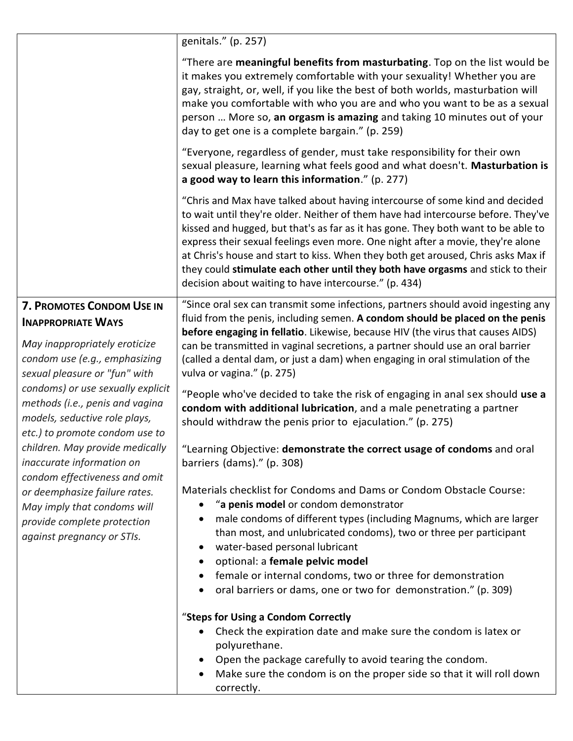| | |
|---|---|
| | genitals." (p. 257)<br><br>"There are **meaningful benefits from masturbating**. Top on the list would be it makes you extremely comfortable with your sexuality! Whether you are gay, straight, or, well, if you like the best of both worlds, masturbation will make you comfortable with who you are and who you want to be as a sexual person … More so, **an orgasm is amazing** and taking 10 minutes out of your day to get one is a complete bargain." (p. 259)<br><br>"Everyone, regardless of gender, must take responsibility for their own sexual pleasure, learning what feels good and what doesn't. **Masturbation is a good way to learn this information**." (p. 277)<br><br>"Chris and Max have talked about having intercourse of some kind and decided to wait until they're older. Neither of them have had intercourse before. They've kissed and hugged, but that's as far as it has gone. They both want to be able to express their sexual feelings even more. One night after a movie, they're alone at Chris's house and start to kiss. When they both get aroused, Chris asks Max if they could **stimulate each other until they both have orgasms** and stick to their decision about waiting to have intercourse." (p. 434) |
| **7. Promotes Condom Use in Inappropriate Ways**<br><br>*May inappropriately eroticize condom use (e.g., emphasizing sexual pleasure or "fun" with condoms) or use sexually explicit methods (i.e., penis and vagina models, seductive role plays, etc.) to promote condom use to children. May provide medically inaccurate information on condom effectiveness and omit or deemphasize failure rates. May imply that condoms will provide complete protection against pregnancy or STIs.* | "Since oral sex can transmit some infections, partners should avoid ingesting any fluid from the penis, including semen. **A condom should be placed on the penis before engaging in fellatio**. Likewise, because HIV (the virus that causes AIDS) can be transmitted in vaginal secretions, a partner should use an oral barrier (called a dental dam, or just a dam) when engaging in oral stimulation of the vulva or vagina." (p. 275)<br><br>"People who've decided to take the risk of engaging in anal sex should **use a condom with additional lubrication**, and a male penetrating a partner should withdraw the penis prior to ejaculation." (p. 275)<br><br>"Learning Objective: **demonstrate the correct usage of condoms** and oral barriers (dams)." (p. 308)<br><br>Materials checklist for Condoms and Dams or Condom Obstacle Course:<br>• "**a penis model** or condom demonstrator<br>• male condoms of different types (including Magnums, which are larger than most, and unlubricated condoms), two or three per participant<br>• water-based personal lubricant<br>• optional: a **female pelvic model**<br>• female or internal condoms, two or three for demonstration<br>• oral barriers or dams, one or two for demonstration." (p. 309)<br><br>"**Steps for Using a Condom Correctly**<br>• Check the expiration date and make sure the condom is latex or polyurethane.<br>• Open the package carefully to avoid tearing the condom.<br>• Make sure the condom is on the proper side so that it will roll down correctly. |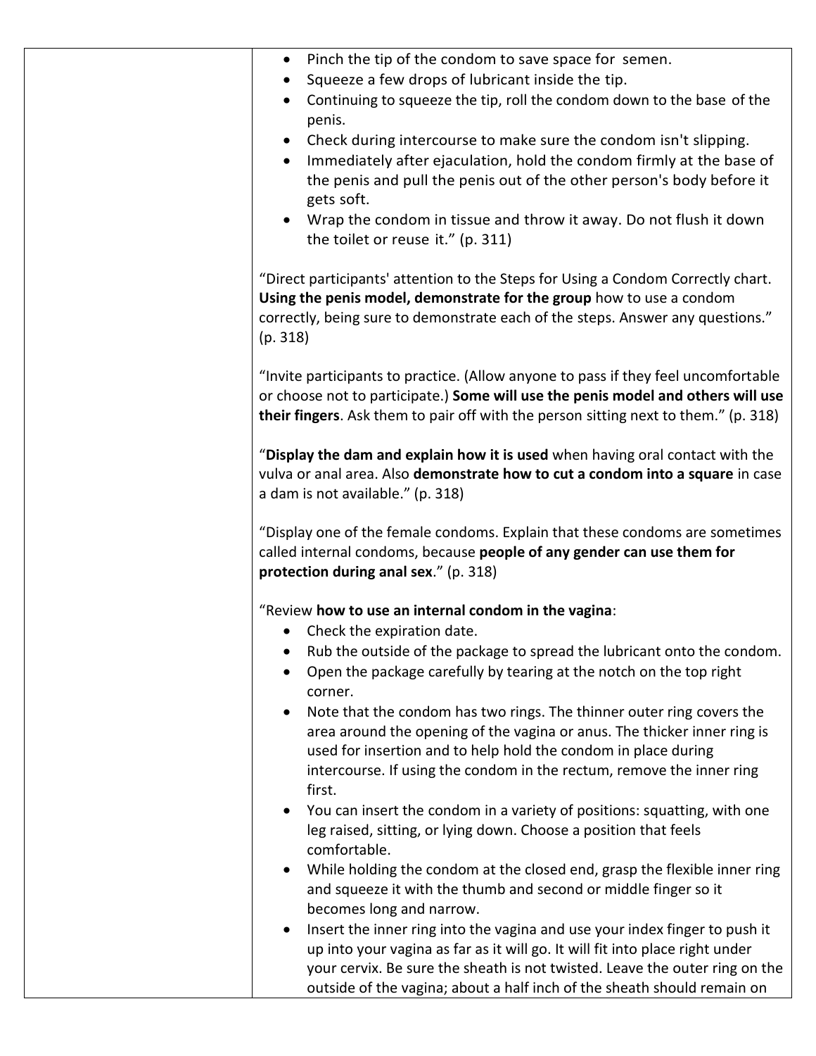| | |
|---|---|
| | • Pinch the tip of the condom to save space for semen.<br>• Squeeze a few drops of lubricant inside the tip.<br>• Continuing to squeeze the tip, roll the condom down to the base of the penis.<br>• Check during intercourse to make sure the condom isn't slipping.<br>• Immediately after ejaculation, hold the condom firmly at the base of the penis and pull the penis out of the other person's body before it gets soft.<br>• Wrap the condom in tissue and throw it away. Do not flush it down the toilet or reuse it." (p. 311)<br><br>"Direct participants' attention to the Steps for Using a Condom Correctly chart. **Using the penis model, demonstrate for the group** how to use a condom correctly, being sure to demonstrate each of the steps. Answer any questions." (p. 318)<br><br>"Invite participants to practice. (Allow anyone to pass if they feel uncomfortable or choose not to participate.) **Some will use the penis model and others will use their fingers**. Ask them to pair off with the person sitting next to them." (p. 318)<br><br>"**Display the dam and explain how it is used** when having oral contact with the vulva or anal area. Also **demonstrate how to cut a condom into a square** in case a dam is not available." (p. 318)<br><br>"Display one of the female condoms. Explain that these condoms are sometimes called internal condoms, because **people of any gender can use them for protection during anal sex**." (p. 318)<br><br>"Review **how to use an internal condom in the vagina**:<br>• Check the expiration date.<br>• Rub the outside of the package to spread the lubricant onto the condom.<br>• Open the package carefully by tearing at the notch on the top right corner.<br>• Note that the condom has two rings. The thinner outer ring covers the area around the opening of the vagina or anus. The thicker inner ring is used for insertion and to help hold the condom in place during intercourse. If using the condom in the rectum, remove the inner ring first.<br>• You can insert the condom in a variety of positions: squatting, with one leg raised, sitting, or lying down. Choose a position that feels comfortable.<br>• While holding the condom at the closed end, grasp the flexible inner ring and squeeze it with the thumb and second or middle finger so it becomes long and narrow.<br>• Insert the inner ring into the vagina and use your index finger to push it up into your vagina as far as it will go. It will fit into place right under your cervix. Be sure the sheath is not twisted. Leave the outer ring on the outside of the vagina; about a half inch of the sheath should remain on |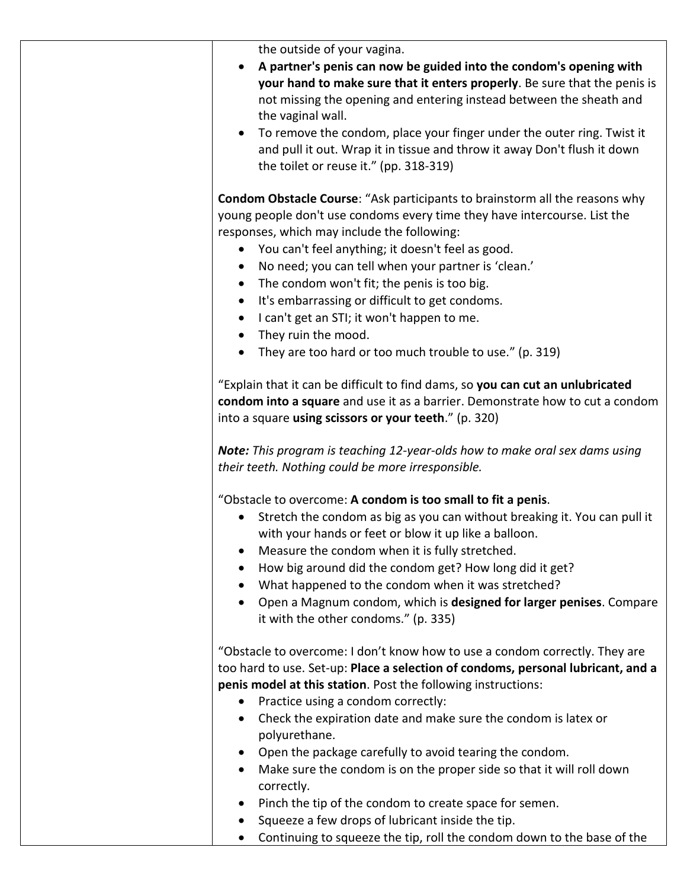| | |
|---|---|
| | the outside of your vagina.<br>• **A partner's penis can now be guided into the condom's opening with your hand to make sure that it enters properly**. Be sure that the penis is not missing the opening and entering instead between the sheath and the vaginal wall.<br>• To remove the condom, place your finger under the outer ring. Twist it and pull it out. Wrap it in tissue and throw it away Don't flush it down the toilet or reuse it." (pp. 318-319)<br><br>**Condom Obstacle Course**: "Ask participants to brainstorm all the reasons why young people don't use condoms every time they have intercourse. List the responses, which may include the following:<br>• You can't feel anything; it doesn't feel as good.<br>• No need; you can tell when your partner is 'clean.'<br>• The condom won't fit; the penis is too big.<br>• It's embarrassing or difficult to get condoms.<br>• I can't get an STI; it won't happen to me.<br>• They ruin the mood.<br>• They are too hard or too much trouble to use." (p. 319)<br><br>"Explain that it can be difficult to find dams, so **you can cut an unlubricated condom into a square** and use it as a barrier. Demonstrate how to cut a condom into a square **using scissors or your teeth**." (p. 320)<br><br>***Note:*** *This program is teaching 12-year-olds how to make oral sex dams using their teeth. Nothing could be more irresponsible.*<br><br>"Obstacle to overcome: **A condom is too small to fit a penis**.<br>• Stretch the condom as big as you can without breaking it. You can pull it with your hands or feet or blow it up like a balloon.<br>• Measure the condom when it is fully stretched.<br>• How big around did the condom get? How long did it get?<br>• What happened to the condom when it was stretched?<br>• Open a Magnum condom, which is **designed for larger penises**. Compare it with the other condoms." (p. 335)<br><br>"Obstacle to overcome: I don't know how to use a condom correctly. They are too hard to use. Set-up: **Place a selection of condoms, personal lubricant, and a penis model at this station**. Post the following instructions:<br>• Practice using a condom correctly:<br>• Check the expiration date and make sure the condom is latex or polyurethane.<br>• Open the package carefully to avoid tearing the condom.<br>• Make sure the condom is on the proper side so that it will roll down correctly.<br>• Pinch the tip of the condom to create space for semen.<br>• Squeeze a few drops of lubricant inside the tip.<br>• Continuing to squeeze the tip, roll the condom down to the base of the |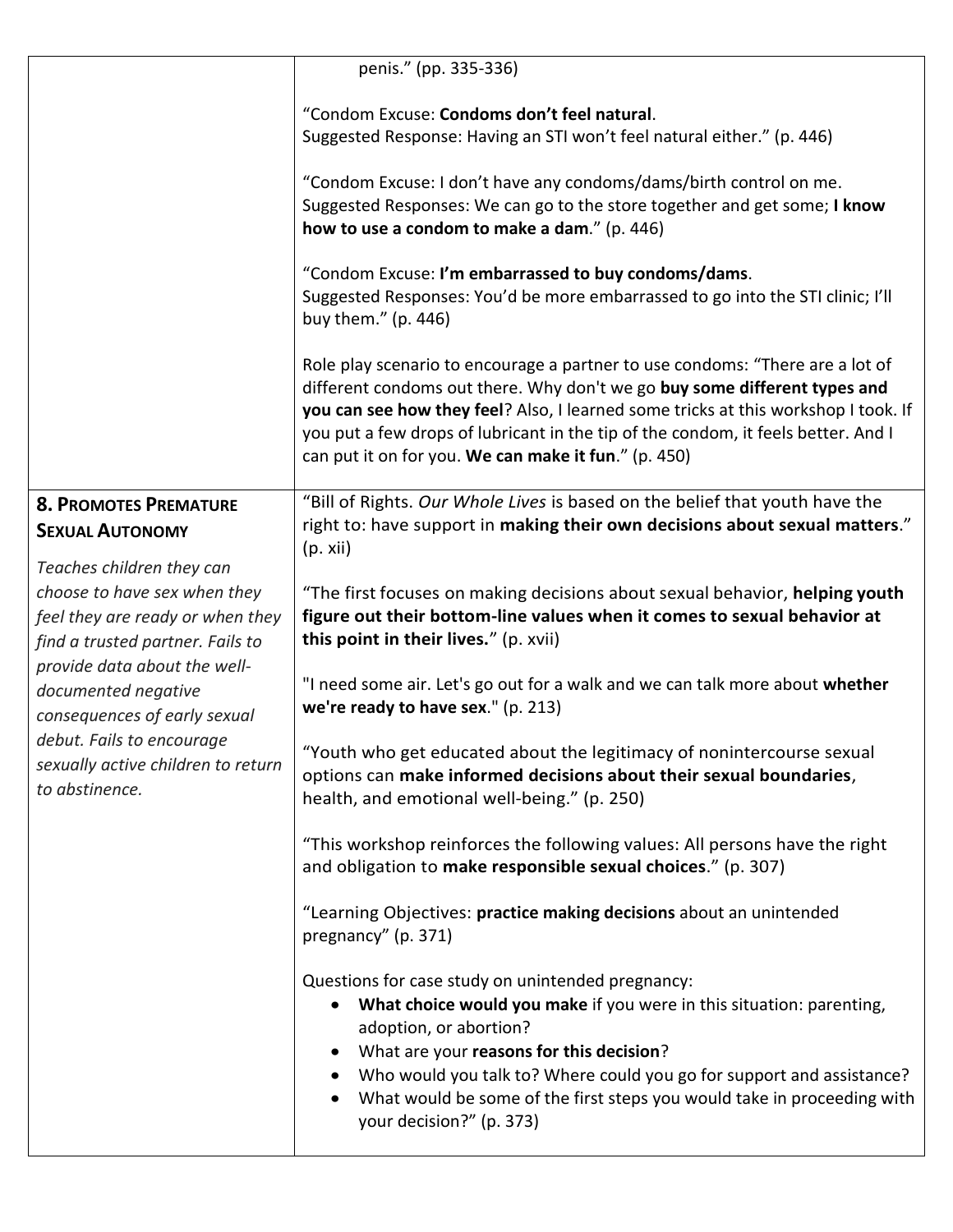| | |
|---|---|
| | penis." (pp. 335-336)<br><br>"Condom Excuse: **Condoms don't feel natural**.<br>Suggested Response: Having an STI won't feel natural either." (p. 446)<br><br>"Condom Excuse: I don't have any condoms/dams/birth control on me.<br>Suggested Responses: We can go to the store together and get some; **I know how to use a condom to make a dam**." (p. 446)<br><br>"Condom Excuse: **I'm embarrassed to buy condoms/dams**.<br>Suggested Responses: You'd be more embarrassed to go into the STI clinic; I'll buy them." (p. 446)<br><br>Role play scenario to encourage a partner to use condoms: "There are a lot of different condoms out there. Why don't we go **buy some different types and you can see how they feel**? Also, I learned some tricks at this workshop I took. If you put a few drops of lubricant in the tip of the condom, it feels better. And I can put it on for you. **We can make it fun**." (p. 450) |
| **8. Promotes Premature Sexual Autonomy**<br><br>*Teaches children they can choose to have sex when they feel they are ready or when they find a trusted partner. Fails to provide data about the well-documented negative consequences of early sexual debut. Fails to encourage sexually active children to return to abstinence.* | "Bill of Rights. *Our Whole Lives* is based on the belief that youth have the right to: have support in **making their own decisions about sexual matters**." (p. xii)<br><br>"The first focuses on making decisions about sexual behavior, **helping youth figure out their bottom-line values when it comes to sexual behavior at this point in their lives.**" (p. xvii)<br><br>"I need some air. Let's go out for a walk and we can talk more about **whether we're ready to have sex**." (p. 213)<br><br>"Youth who get educated about the legitimacy of nonintercourse sexual options can **make informed decisions about their sexual boundaries**, health, and emotional well-being." (p. 250)<br><br>"This workshop reinforces the following values: All persons have the right and obligation to **make responsible sexual choices**." (p. 307)<br><br>"Learning Objectives: **practice making decisions** about an unintended pregnancy" (p. 371)<br><br>Questions for case study on unintended pregnancy:<br>• **What choice would you make** if you were in this situation: parenting, adoption, or abortion?<br>• What are your **reasons for this decision**?<br>• Who would you talk to? Where could you go for support and assistance?<br>• What would be some of the first steps you would take in proceeding with your decision?" (p. 373) |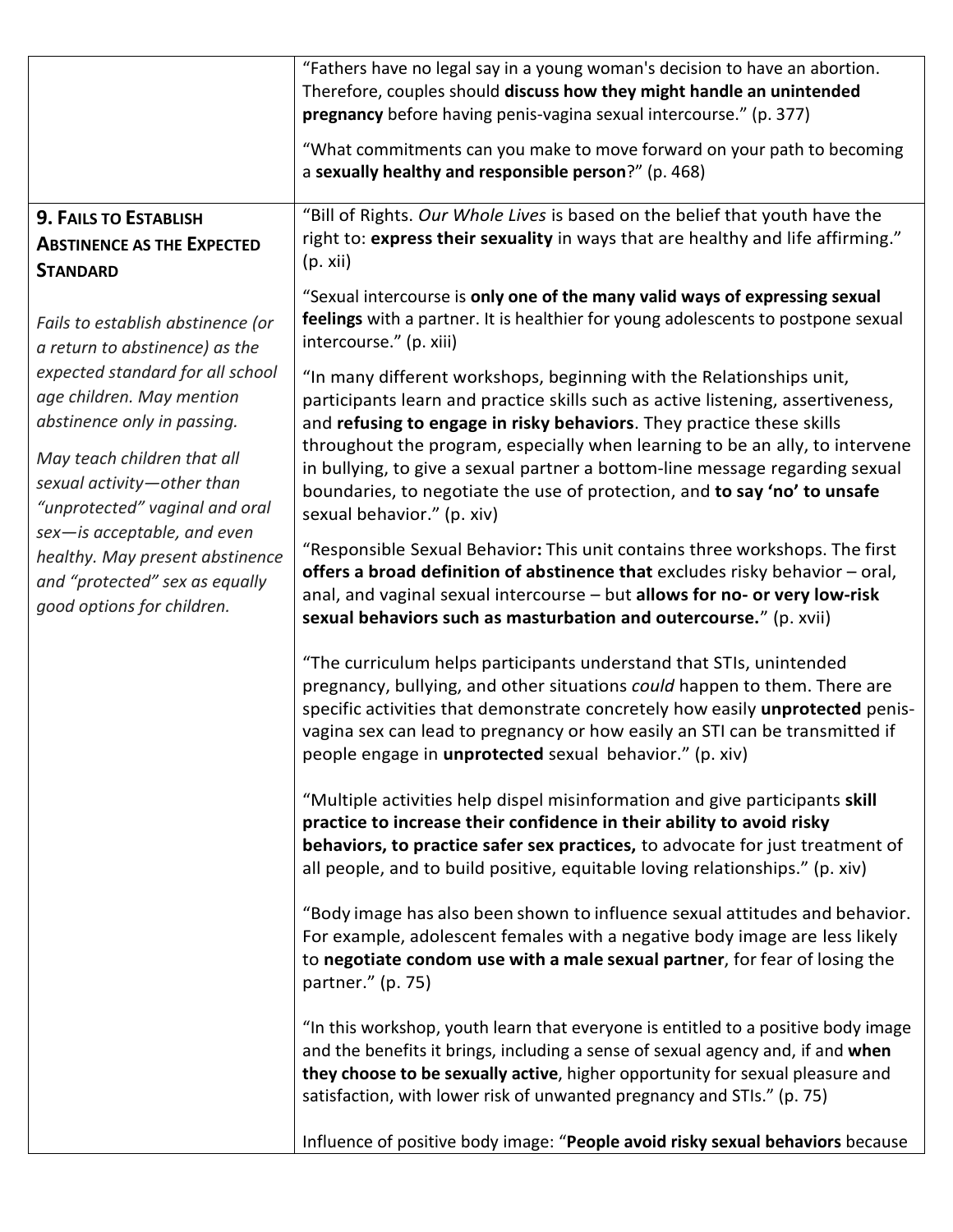| | |
|---|---|
| | "Fathers have no legal say in a young woman's decision to have an abortion. Therefore, couples should **discuss how they might handle an unintended pregnancy** before having penis-vagina sexual intercourse." (p. 377)<br><br>"What commitments can you make to move forward on your path to becoming a **sexually healthy and responsible person**?" (p. 468) |
| **9. Fails to Establish Abstinence as the Expected Standard**<br><br>*Fails to establish abstinence (or a return to abstinence) as the expected standard for all school age children. May mention abstinence only in passing.*<br><br>*May teach children that all sexual activity—other than "unprotected" vaginal and oral sex—is acceptable, and even healthy. May present abstinence and "protected" sex as equally good options for children.* | "Bill of Rights. *Our Whole Lives* is based on the belief that youth have the right to: **express their sexuality** in ways that are healthy and life affirming." (p. xii)<br><br>"Sexual intercourse is **only one of the many valid ways of expressing sexual feelings** with a partner. It is healthier for young adolescents to postpone sexual intercourse." (p. xiii)<br><br>"In many different workshops, beginning with the Relationships unit, participants learn and practice skills such as active listening, assertiveness, and **refusing to engage in risky behaviors**. They practice these skills throughout the program, especially when learning to be an ally, to intervene in bullying, to give a sexual partner a bottom-line message regarding sexual boundaries, to negotiate the use of protection, and **to say 'no' to unsafe** sexual behavior." (p. xiv)<br><br>"Responsible Sexual Behavior**:** This unit contains three workshops. The first **offers a broad definition of abstinence that** excludes risky behavior – oral, anal, and vaginal sexual intercourse – but **allows for no- or very low-risk sexual behaviors such as masturbation and outercourse.**" (p. xvii)<br><br>"The curriculum helps participants understand that STIs, unintended pregnancy, bullying, and other situations *could* happen to them. There are specific activities that demonstrate concretely how easily **unprotected** penis-vagina sex can lead to pregnancy or how easily an STI can be transmitted if people engage in **unprotected** sexual behavior." (p. xiv)<br><br>"Multiple activities help dispel misinformation and give participants **skill practice to increase their confidence in their ability to avoid risky behaviors, to practice safer sex practices,** to advocate for just treatment of all people, and to build positive, equitable loving relationships." (p. xiv)<br><br>"Body image has also been shown to influence sexual attitudes and behavior. For example, adolescent females with a negative body image are less likely to **negotiate condom use with a male sexual partner**, for fear of losing the partner." (p. 75)<br><br>"In this workshop, youth learn that everyone is entitled to a positive body image and the benefits it brings, including a sense of sexual agency and, if and **when they choose to be sexually active**, higher opportunity for sexual pleasure and satisfaction, with lower risk of unwanted pregnancy and STIs." (p. 75)<br><br>Influence of positive body image: "**People avoid risky sexual behaviors** because |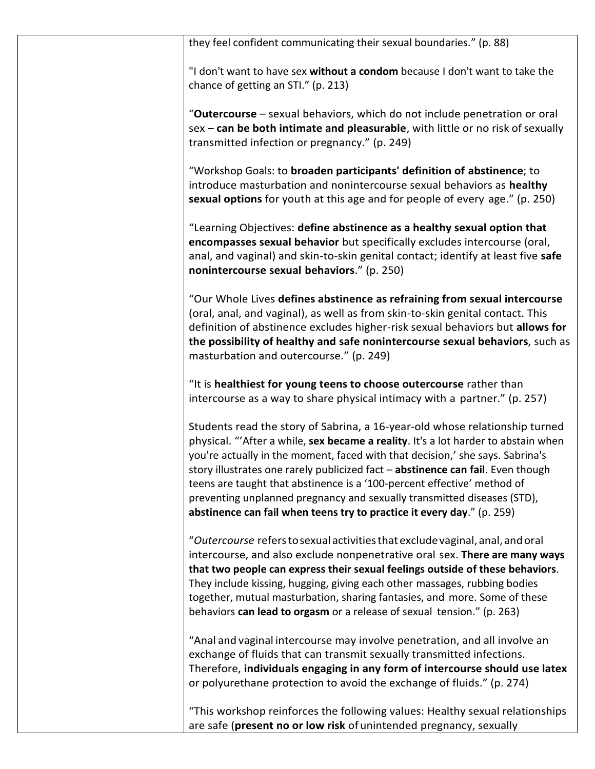| | |
|---|---|
| | they feel confident communicating their sexual boundaries." (p. 88)<br><br>"I don't want to have sex **without a condom** because I don't want to take the chance of getting an STI." (p. 213)<br><br>"**Outercourse** – sexual behaviors, which do not include penetration or oral sex – **can be both intimate and pleasurable**, with little or no risk of sexually transmitted infection or pregnancy." (p. 249)<br><br>"Workshop Goals: to **broaden participants' definition of abstinence**; to introduce masturbation and nonintercourse sexual behaviors as **healthy sexual options** for youth at this age and for people of every age." (p. 250)<br><br>"Learning Objectives: **define abstinence as a healthy sexual option that encompasses sexual behavior** but specifically excludes intercourse (oral, anal, and vaginal) and skin-to-skin genital contact; identify at least five **safe nonintercourse sexual behaviors**." (p. 250)<br><br>"Our Whole Lives **defines abstinence as refraining from sexual intercourse** (oral, anal, and vaginal), as well as from skin-to-skin genital contact. This definition of abstinence excludes higher-risk sexual behaviors but **allows for the possibility of healthy and safe nonintercourse sexual behaviors**, such as masturbation and outercourse." (p. 249)<br><br>"It is **healthiest for young teens to choose outercourse** rather than intercourse as a way to share physical intimacy with a partner." (p. 257)<br><br>Students read the story of Sabrina, a 16-year-old whose relationship turned physical. "'After a while, **sex became a reality**. It's a lot harder to abstain when you're actually in the moment, faced with that decision,' she says. Sabrina's story illustrates one rarely publicized fact – **abstinence can fail**. Even though teens are taught that abstinence is a '100-percent effective' method of preventing unplanned pregnancy and sexually transmitted diseases (STD), **abstinence can fail when teens try to practice it every day**." (p. 259)<br><br>"*Outercourse* refers to sexual activities that exclude vaginal, anal, and oral intercourse, and also exclude nonpenetrative oral sex. **There are many ways that two people can express their sexual feelings outside of these behaviors**. They include kissing, hugging, giving each other massages, rubbing bodies together, mutual masturbation, sharing fantasies, and more. Some of these behaviors **can lead to orgasm** or a release of sexual tension." (p. 263)<br><br>"Anal and vaginal intercourse may involve penetration, and all involve an exchange of fluids that can transmit sexually transmitted infections. Therefore, **individuals engaging in any form of intercourse should use latex** or polyurethane protection to avoid the exchange of fluids." (p. 274)<br><br>"This workshop reinforces the following values: Healthy sexual relationships are safe (**present no or low risk** of unintended pregnancy, sexually |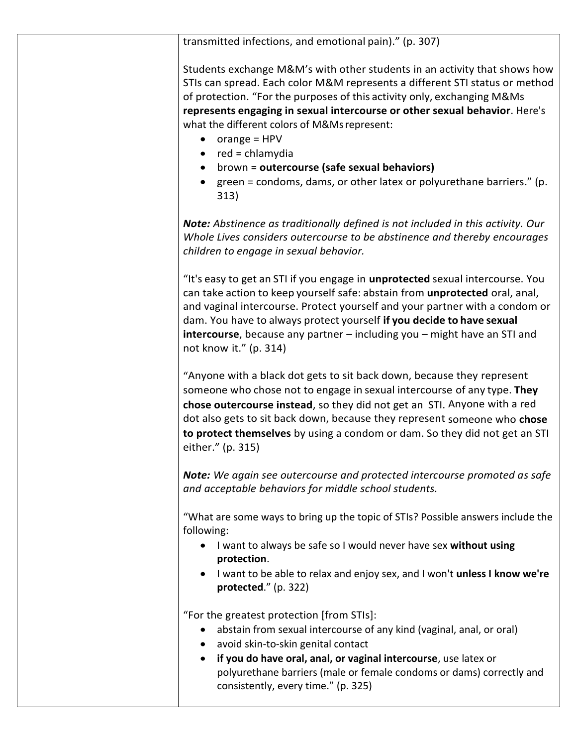| | |
|---|---|
| | transmitted infections, and emotional pain)." (p. 307)<br><br>Students exchange M&M's with other students in an activity that shows how STIs can spread. Each color M&M represents a different STI status or method of protection. "For the purposes of this activity only, exchanging M&Ms **represents engaging in sexual intercourse or other sexual behavior**. Here's what the different colors of M&Ms represent:<br>• orange = HPV<br>• red = chlamydia<br>• brown = **outercourse (safe sexual behaviors)**<br>• green = condoms, dams, or other latex or polyurethane barriers." (p. 313)<br><br>***Note:*** *Abstinence as traditionally defined is not included in this activity. Our Whole Lives considers outercourse to be abstinence and thereby encourages children to engage in sexual behavior.*<br><br>"It's easy to get an STI if you engage in **unprotected** sexual intercourse. You can take action to keep yourself safe: abstain from **unprotected** oral, anal, and vaginal intercourse. Protect yourself and your partner with a condom or dam. You have to always protect yourself **if you decide to have sexual intercourse**, because any partner – including you – might have an STI and not know it." (p. 314)<br><br>"Anyone with a black dot gets to sit back down, because they represent someone who chose not to engage in sexual intercourse of any type. **They chose outercourse instead**, so they did not get an STI. Anyone with a red dot also gets to sit back down, because they represent someone who **chose to protect themselves** by using a condom or dam. So they did not get an STI either." (p. 315)<br><br>***Note:*** *We again see outercourse and protected intercourse promoted as safe and acceptable behaviors for middle school students.*<br><br>"What are some ways to bring up the topic of STIs? Possible answers include the following:<br>• I want to always be safe so I would never have sex **without using protection**.<br>• I want to be able to relax and enjoy sex, and I won't **unless I know we're protected**." (p. 322)<br><br>"For the greatest protection [from STIs]:<br>• abstain from sexual intercourse of any kind (vaginal, anal, or oral)<br>• avoid skin-to-skin genital contact<br>• **if you do have oral, anal, or vaginal intercourse**, use latex or polyurethane barriers (male or female condoms or dams) correctly and consistently, every time." (p. 325) |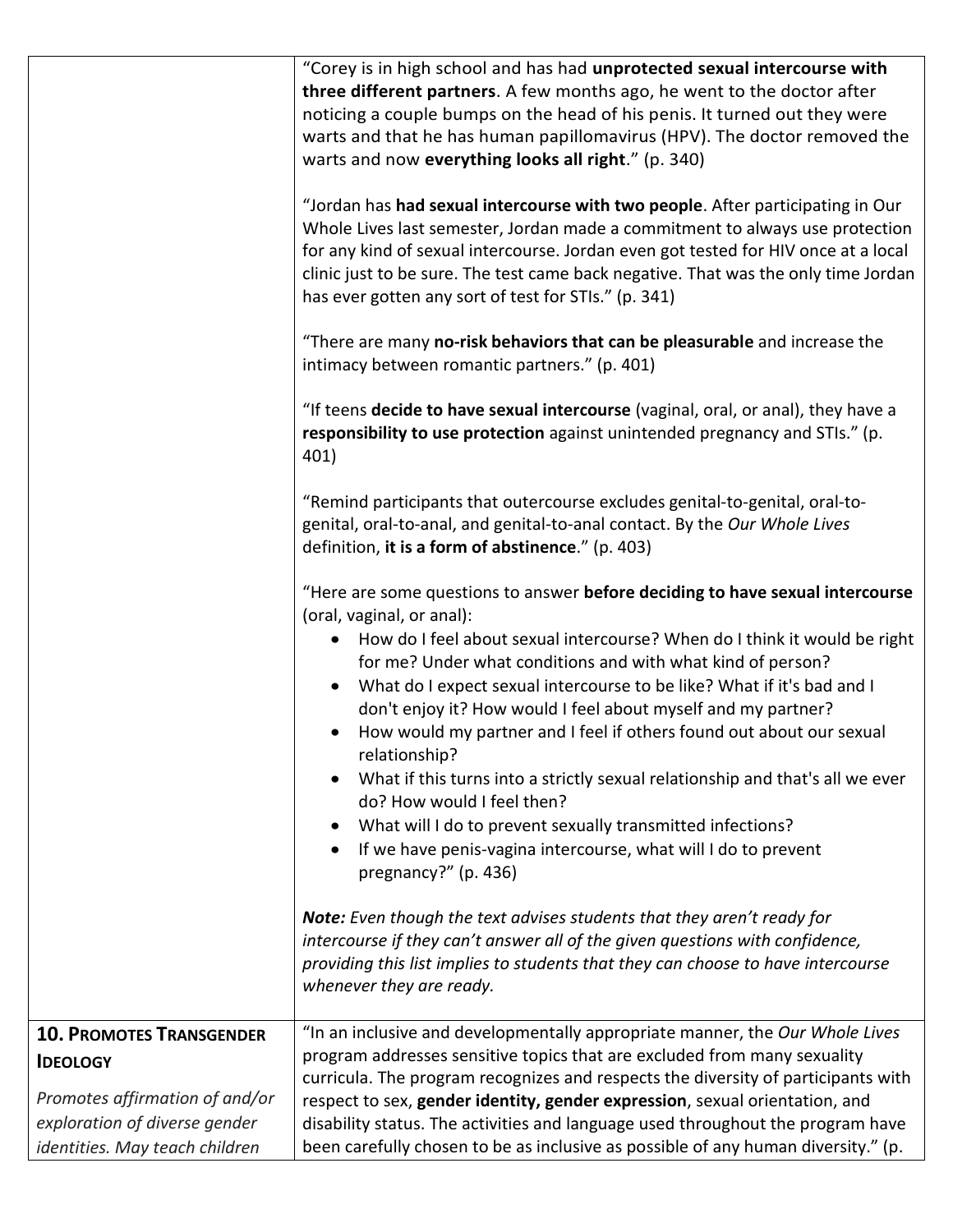| | |
|---|---|
| | "Corey is in high school and has had **unprotected sexual intercourse with three different partners**. A few months ago, he went to the doctor after noticing a couple bumps on the head of his penis. It turned out they were warts and that he has human papillomavirus (HPV). The doctor removed the warts and now **everything looks all right**." (p. 340)<br><br>"Jordan has **had sexual intercourse with two people**. After participating in Our Whole Lives last semester, Jordan made a commitment to always use protection for any kind of sexual intercourse. Jordan even got tested for HIV once at a local clinic just to be sure. The test came back negative. That was the only time Jordan has ever gotten any sort of test for STIs." (p. 341)<br><br>"There are many **no-risk behaviors that can be pleasurable** and increase the intimacy between romantic partners." (p. 401)<br><br>"If teens **decide to have sexual intercourse** (vaginal, oral, or anal), they have a **responsibility to use protection** against unintended pregnancy and STIs." (p. 401)<br><br>"Remind participants that outercourse excludes genital-to-genital, oral-to-genital, oral-to-anal, and genital-to-anal contact. By the *Our Whole Lives* definition, **it is a form of abstinence**." (p. 403)<br><br>"Here are some questions to answer **before deciding to have sexual intercourse** (oral, vaginal, or anal):<br>• How do I feel about sexual intercourse? When do I think it would be right for me? Under what conditions and with what kind of person?<br>• What do I expect sexual intercourse to be like? What if it's bad and I don't enjoy it? How would I feel about myself and my partner?<br>• How would my partner and I feel if others found out about our sexual relationship?<br>• What if this turns into a strictly sexual relationship and that's all we ever do? How would I feel then?<br>• What will I do to prevent sexually transmitted infections?<br>• If we have penis-vagina intercourse, what will I do to prevent pregnancy?" (p. 436)<br><br>***Note:*** *Even though the text advises students that they aren't ready for intercourse if they can't answer all of the given questions with confidence, providing this list implies to students that they can choose to have intercourse whenever they are ready.* |
| **10. Promotes Transgender Ideology**<br><br>*Promotes affirmation of and/or exploration of diverse gender identities. May teach children* | "In an inclusive and developmentally appropriate manner, the *Our Whole Lives* program addresses sensitive topics that are excluded from many sexuality curricula. The program recognizes and respects the diversity of participants with respect to sex, **gender identity, gender expression**, sexual orientation, and disability status. The activities and language used throughout the program have been carefully chosen to be as inclusive as possible of any human diversity." (p. |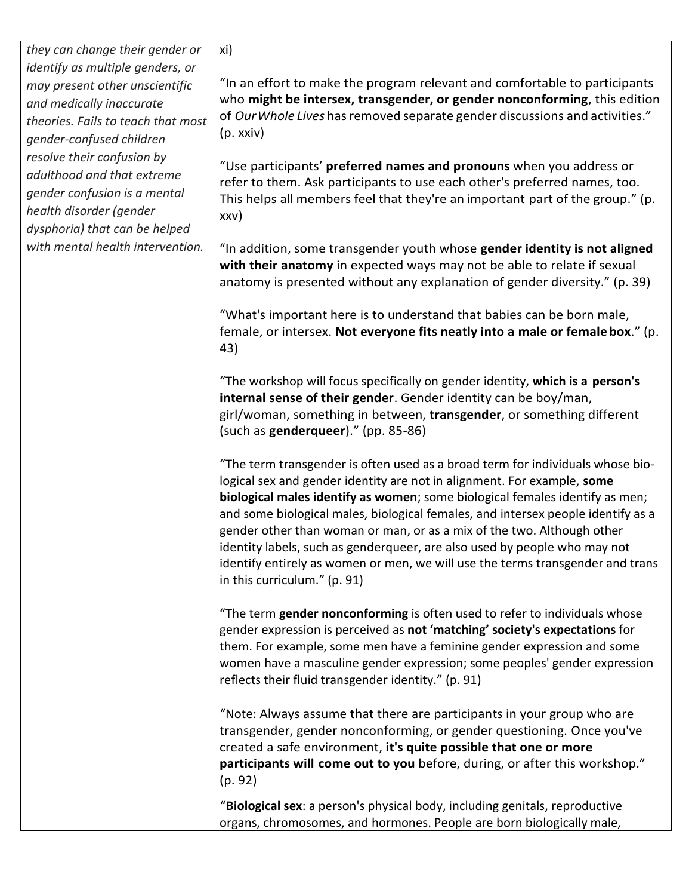| | |
|---|---|
| *they can change their gender or identify as multiple genders, or may present other unscientific and medically inaccurate theories. Fails to teach that most gender-confused children resolve their confusion by adulthood and that extreme gender confusion is a mental health disorder (gender dysphoria) that can be helped with mental health intervention.* | xi)<br><br>"In an effort to make the program relevant and comfortable to participants who **might be intersex, transgender, or gender nonconforming**, this edition of *Our Whole Lives* has removed separate gender discussions and activities." (p. xxiv)<br><br>"Use participants' **preferred names and pronouns** when you address or refer to them. Ask participants to use each other's preferred names, too. This helps all members feel that they're an important part of the group." (p. xxv)<br><br>"In addition, some transgender youth whose **gender identity is not aligned with their anatomy** in expected ways may not be able to relate if sexual anatomy is presented without any explanation of gender diversity." (p. 39)<br><br>"What's important here is to understand that babies can be born male, female, or intersex. **Not everyone fits neatly into a male or female box**." (p. 43)<br><br>"The workshop will focus specifically on gender identity, **which is a person's internal sense of their gender**. Gender identity can be boy/man, girl/woman, something in between, **transgender**, or something different (such as **genderqueer**)." (pp. 85-86)<br><br>"The term transgender is often used as a broad term for individuals whose biological sex and gender identity are not in alignment. For example, **some biological males identify as women**; some biological females identify as men; and some biological males, biological females, and intersex people identify as a gender other than woman or man, or as a mix of the two. Although other identity labels, such as genderqueer, are also used by people who may not identify entirely as women or men, we will use the terms transgender and trans in this curriculum." (p. 91)<br><br>"The term **gender nonconforming** is often used to refer to individuals whose gender expression is perceived as **not 'matching' society's expectations** for them. For example, some men have a feminine gender expression and some women have a masculine gender expression; some peoples' gender expression reflects their fluid transgender identity." (p. 91)<br><br>"Note: Always assume that there are participants in your group who are transgender, gender nonconforming, or gender questioning. Once you've created a safe environment, **it's quite possible that one or more participants will come out to you** before, during, or after this workshop." (p. 92)<br><br>"**Biological sex**: a person's physical body, including genitals, reproductive organs, chromosomes, and hormones. People are born biologically male, |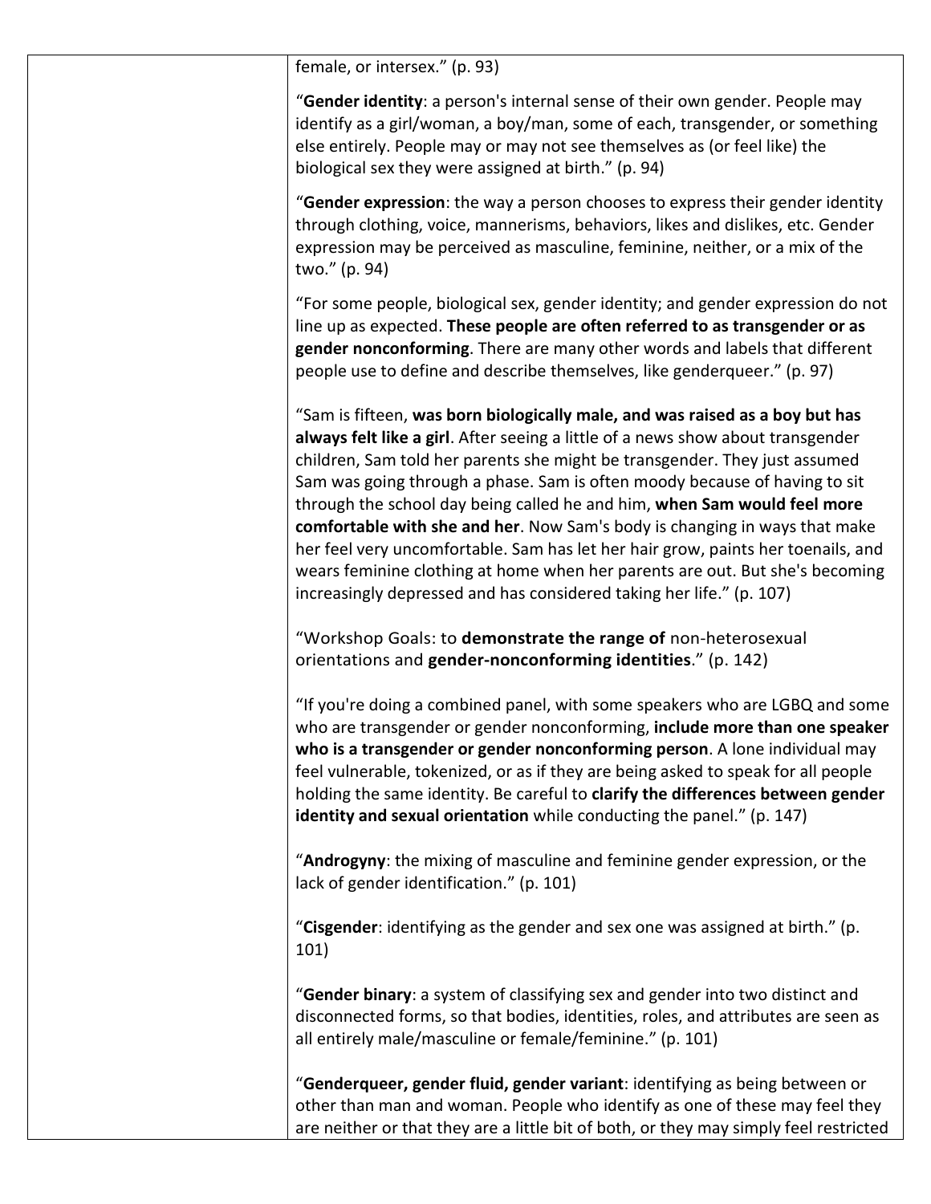| | |
|---|---|
| | female, or intersex." (p. 93)<br><br>"**Gender identity**: a person's internal sense of their own gender. People may identify as a girl/woman, a boy/man, some of each, transgender, or something else entirely. People may or may not see themselves as (or feel like) the biological sex they were assigned at birth." (p. 94)<br><br>"**Gender expression**: the way a person chooses to express their gender identity through clothing, voice, mannerisms, behaviors, likes and dislikes, etc. Gender expression may be perceived as masculine, feminine, neither, or a mix of the two." (p. 94)<br><br>"For some people, biological sex, gender identity; and gender expression do not line up as expected. **These people are often referred to as transgender or as gender nonconforming**. There are many other words and labels that different people use to define and describe themselves, like genderqueer." (p. 97)<br><br>"Sam is fifteen, **was born biologically male, and was raised as a boy but has always felt like a girl**. After seeing a little of a news show about transgender children, Sam told her parents she might be transgender. They just assumed Sam was going through a phase. Sam is often moody because of having to sit through the school day being called he and him, **when Sam would feel more comfortable with she and her**. Now Sam's body is changing in ways that make her feel very uncomfortable. Sam has let her hair grow, paints her toenails, and wears feminine clothing at home when her parents are out. But she's becoming increasingly depressed and has considered taking her life." (p. 107)<br><br>"Workshop Goals: to **demonstrate the range of** non-heterosexual orientations and **gender-nonconforming identities**." (p. 142)<br><br>"If you're doing a combined panel, with some speakers who are LGBQ and some who are transgender or gender nonconforming, **include more than one speaker who is a transgender or gender nonconforming person**. A lone individual may feel vulnerable, tokenized, or as if they are being asked to speak for all people holding the same identity. Be careful to **clarify the differences between gender identity and sexual orientation** while conducting the panel." (p. 147)<br><br>"**Androgyny**: the mixing of masculine and feminine gender expression, or the lack of gender identification." (p. 101)<br><br>"**Cisgender**: identifying as the gender and sex one was assigned at birth." (p. 101)<br><br>"**Gender binary**: a system of classifying sex and gender into two distinct and disconnected forms, so that bodies, identities, roles, and attributes are seen as all entirely male/masculine or female/feminine." (p. 101)<br><br>"**Genderqueer, gender fluid, gender variant**: identifying as being between or other than man and woman. People who identify as one of these may feel they are neither or that they are a little bit of both, or they may simply feel restricted |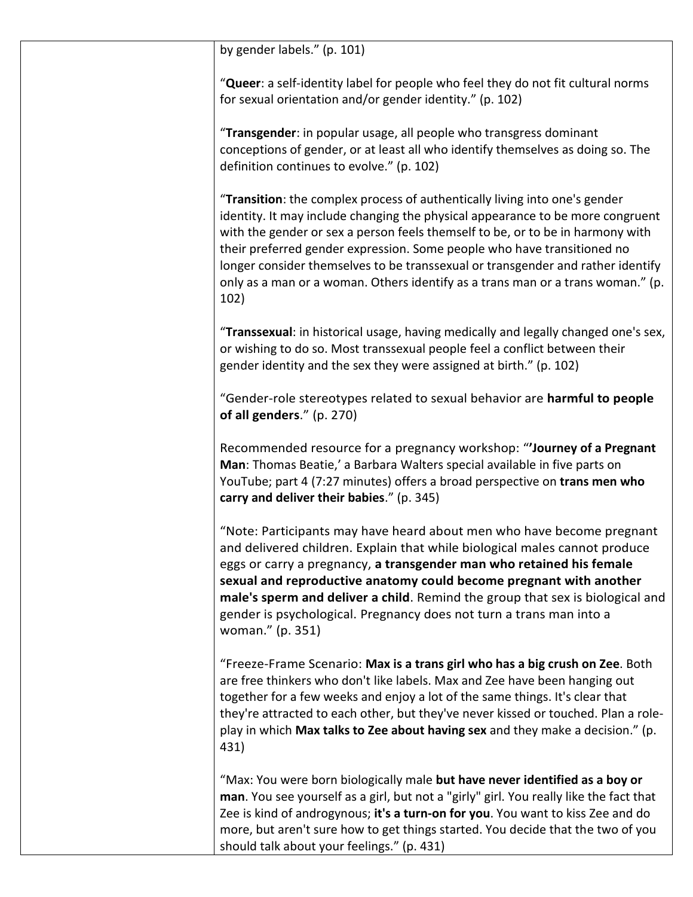| | |
|---|---|
| | by gender labels." (p. 101)<br><br>"**Queer**: a self-identity label for people who feel they do not fit cultural norms for sexual orientation and/or gender identity." (p. 102)<br><br>"**Transgender**: in popular usage, all people who transgress dominant conceptions of gender, or at least all who identify themselves as doing so. The definition continues to evolve." (p. 102)<br><br>"**Transition**: the complex process of authentically living into one's gender identity. It may include changing the physical appearance to be more congruent with the gender or sex a person feels themself to be, or to be in harmony with their preferred gender expression. Some people who have transitioned no longer consider themselves to be transsexual or transgender and rather identify only as a man or a woman. Others identify as a trans man or a trans woman." (p. 102)<br><br>"**Transsexual**: in historical usage, having medically and legally changed one's sex, or wishing to do so. Most transsexual people feel a conflict between their gender identity and the sex they were assigned at birth." (p. 102)<br><br>"Gender-role stereotypes related to sexual behavior are **harmful to people of all genders**." (p. 270)<br><br>Recommended resource for a pregnancy workshop: "'**Journey of a Pregnant Man**: Thomas Beatie,' a Barbara Walters special available in five parts on YouTube; part 4 (7:27 minutes) offers a broad perspective on **trans men who carry and deliver their babies**." (p. 345)<br><br>"Note: Participants may have heard about men who have become pregnant and delivered children. Explain that while biological males cannot produce eggs or carry a pregnancy, **a transgender man who retained his female sexual and reproductive anatomy could become pregnant with another male's sperm and deliver a child**. Remind the group that sex is biological and gender is psychological. Pregnancy does not turn a trans man into a woman." (p. 351)<br><br>"Freeze-Frame Scenario: **Max is a trans girl who has a big crush on Zee**. Both are free thinkers who don't like labels. Max and Zee have been hanging out together for a few weeks and enjoy a lot of the same things. It's clear that they're attracted to each other, but they've never kissed or touched. Plan a role-play in which **Max talks to Zee about having sex** and they make a decision." (p. 431)<br><br>"Max: You were born biologically male **but have never identified as a boy or man**. You see yourself as a girl, but not a "girly" girl. You really like the fact that Zee is kind of androgynous; **it's a turn-on for you**. You want to kiss Zee and do more, but aren't sure how to get things started. You decide that the two of you should talk about your feelings." (p. 431) |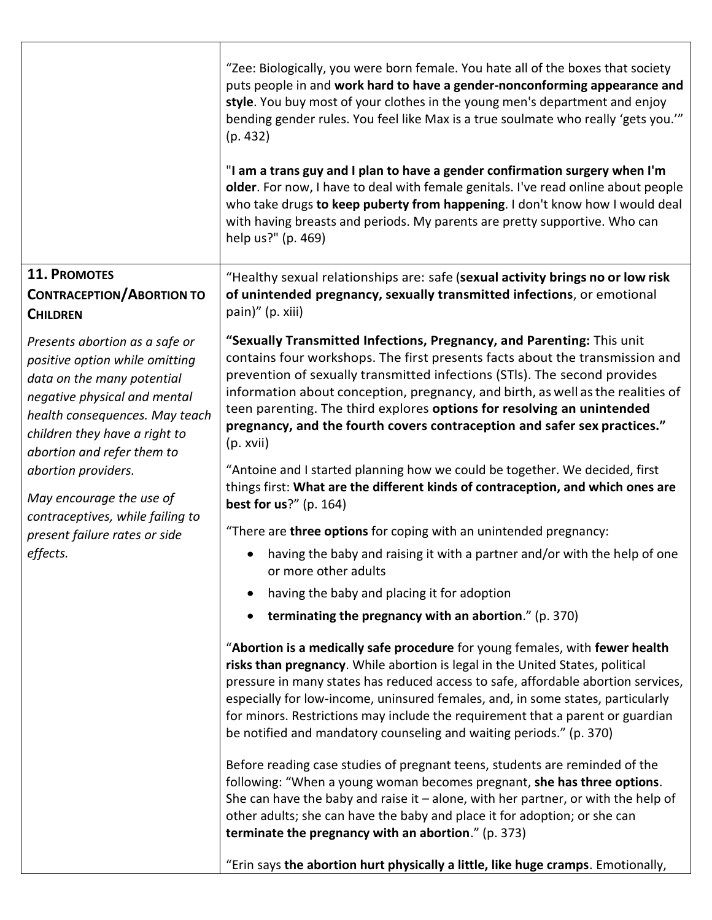| | |
|---|---|
| | "Zee: Biologically, you were born female. You hate all of the boxes that society puts people in and **work hard to have a gender-nonconforming appearance and style**. You buy most of your clothes in the young men's department and enjoy bending gender rules. You feel like Max is a true soulmate who really 'gets you.'" (p. 432)<br><br>"**I am a trans guy and I plan to have a gender confirmation surgery when I'm older**. For now, I have to deal with female genitals. I've read online about people who take drugs **to keep puberty from happening**. I don't know how I would deal with having breasts and periods. My parents are pretty supportive. Who can help us?" (p. 469) |
| **11. PROMOTES CONTRACEPTION/ABORTION TO CHILDREN**<br><br>*Presents abortion as a safe or positive option while omitting data on the many potential negative physical and mental health consequences. May teach children they have a right to abortion and refer them to abortion providers.*<br><br>*May encourage the use of contraceptives, while failing to present failure rates or side effects.* | "Healthy sexual relationships are: safe (**sexual activity brings no or low risk of unintended pregnancy, sexually transmitted infections**, or emotional pain)" (p. xiii)<br><br>**"Sexually Transmitted Infections, Pregnancy, and Parenting:** This unit contains four workshops. The first presents facts about the transmission and prevention of sexually transmitted infections (STIs). The second provides information about conception, pregnancy, and birth, as well as the realities of teen parenting. The third explores **options for resolving an unintended pregnancy, and the fourth covers contraception and safer sex practices."** (p. xvii)<br><br>"Antoine and I started planning how we could be together. We decided, first things first: **What are the different kinds of contraception, and which ones are best for us**?" (p. 164)<br><br>"There are **three options** for coping with an unintended pregnancy:<br>• having the baby and raising it with a partner and/or with the help of one or more other adults<br>• having the baby and placing it for adoption<br>• **terminating the pregnancy with an abortion**." (p. 370)<br><br>"**Abortion is a medically safe procedure** for young females, with **fewer health risks than pregnancy**. While abortion is legal in the United States, political pressure in many states has reduced access to safe, affordable abortion services, especially for low-income, uninsured females, and, in some states, particularly for minors. Restrictions may include the requirement that a parent or guardian be notified and mandatory counseling and waiting periods." (p. 370)<br><br>Before reading case studies of pregnant teens, students are reminded of the following: "When a young woman becomes pregnant, **she has three options**. She can have the baby and raise it – alone, with her partner, or with the help of other adults; she can have the baby and place it for adoption; or she can **terminate the pregnancy with an abortion**." (p. 373)<br><br>"Erin says **the abortion hurt physically a little, like huge cramps**. Emotionally, |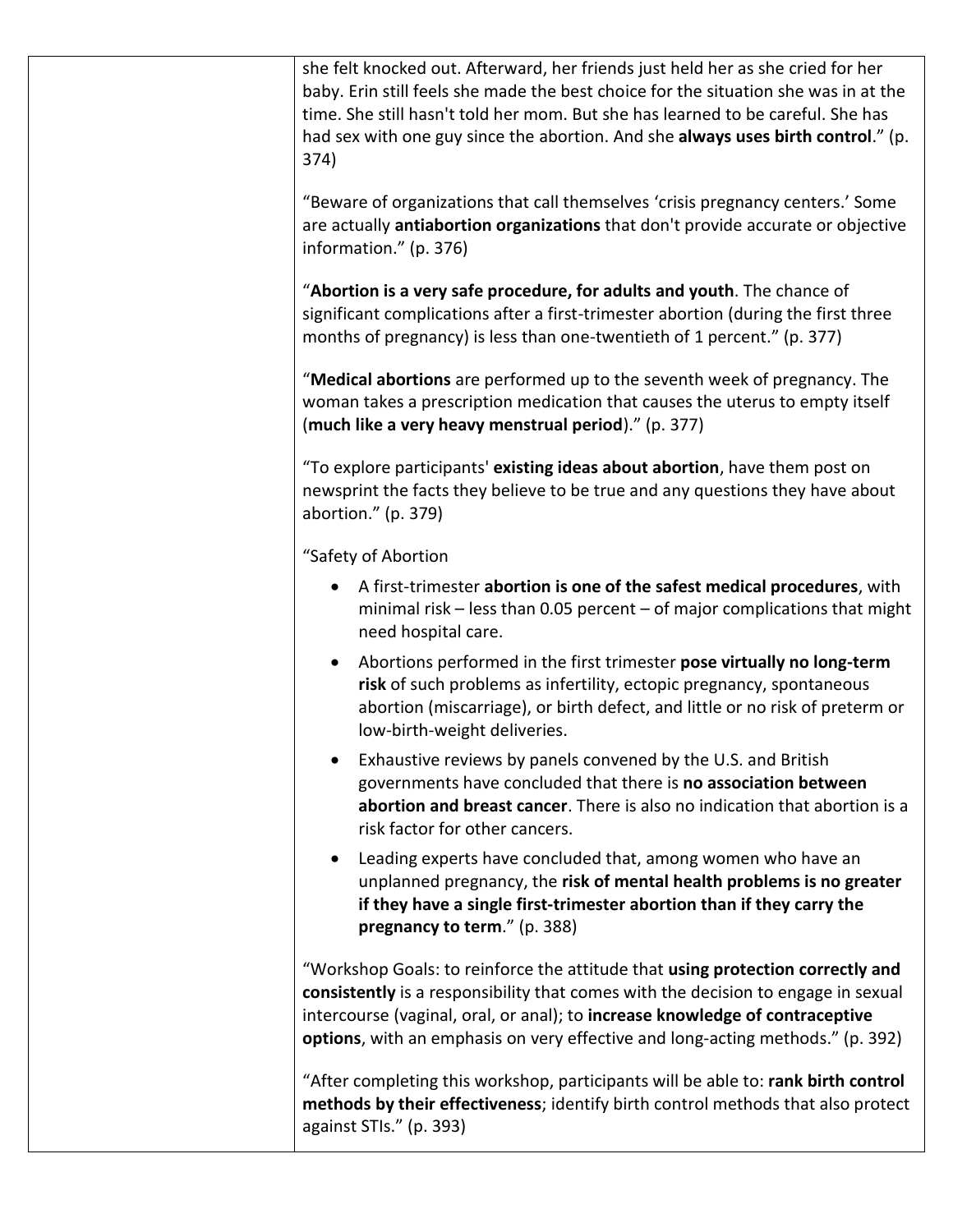| | |
|---|---|
| | she felt knocked out. Afterward, her friends just held her as she cried for her baby. Erin still feels she made the best choice for the situation she was in at the time. She still hasn't told her mom. But she has learned to be careful. She has had sex with one guy since the abortion. And she **always uses birth control**." (p. 374)<br><br>"Beware of organizations that call themselves 'crisis pregnancy centers.' Some are actually **antiabortion organizations** that don't provide accurate or objective information." (p. 376)<br><br>"**Abortion is a very safe procedure, for adults and youth**. The chance of significant complications after a first-trimester abortion (during the first three months of pregnancy) is less than one-twentieth of 1 percent." (p. 377)<br><br>"**Medical abortions** are performed up to the seventh week of pregnancy. The woman takes a prescription medication that causes the uterus to empty itself (**much like a very heavy menstrual period**)." (p. 377)<br><br>"To explore participants' **existing ideas about abortion**, have them post on newsprint the facts they believe to be true and any questions they have about abortion." (p. 379)<br><br>"Safety of Abortion<br><br>• A first-trimester **abortion is one of the safest medical procedures**, with minimal risk – less than 0.05 percent – of major complications that might need hospital care.<br>• Abortions performed in the first trimester **pose virtually no long-term risk** of such problems as infertility, ectopic pregnancy, spontaneous abortion (miscarriage), or birth defect, and little or no risk of preterm or low-birth-weight deliveries.<br>• Exhaustive reviews by panels convened by the U.S. and British governments have concluded that there is **no association between abortion and breast cancer**. There is also no indication that abortion is a risk factor for other cancers.<br>• Leading experts have concluded that, among women who have an unplanned pregnancy, the **risk of mental health problems is no greater if they have a single first-trimester abortion than if they carry the pregnancy to term**." (p. 388)<br><br>"Workshop Goals: to reinforce the attitude that **using protection correctly and consistently** is a responsibility that comes with the decision to engage in sexual intercourse (vaginal, oral, or anal); to **increase knowledge of contraceptive options**, with an emphasis on very effective and long-acting methods." (p. 392)<br><br>"After completing this workshop, participants will be able to: **rank birth control methods by their effectiveness**; identify birth control methods that also protect against STIs." (p. 393) |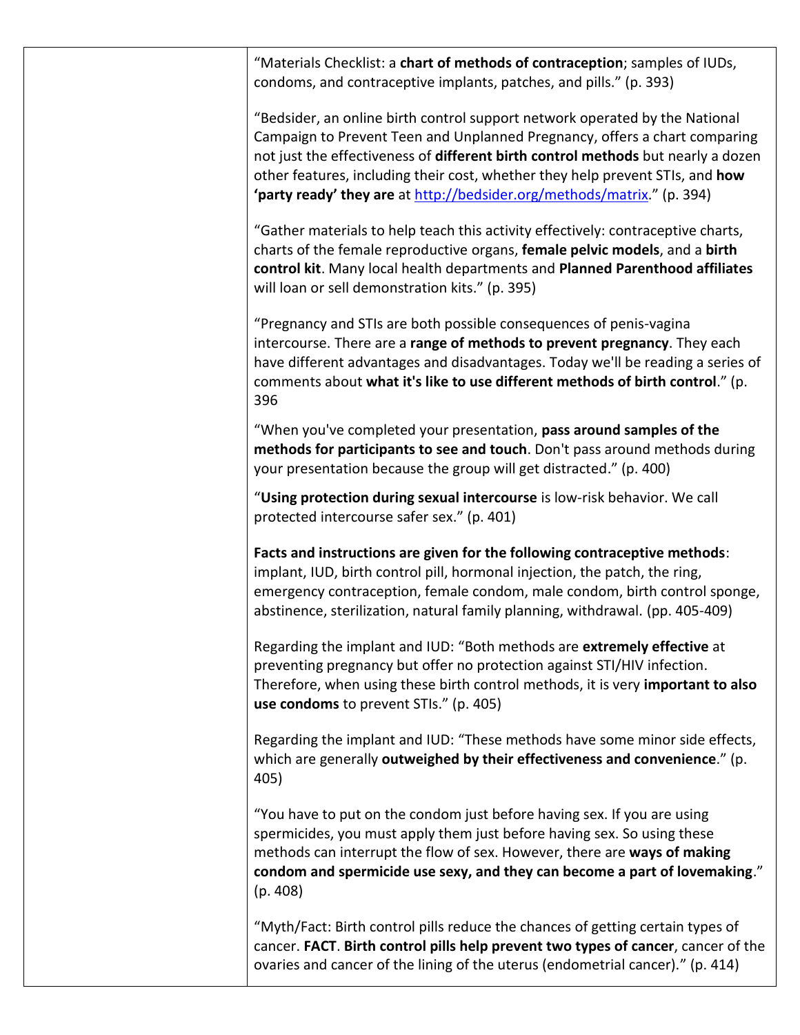| | |
|---|---|
| | "Materials Checklist: a **chart of methods of contraception**; samples of IUDs, condoms, and contraceptive implants, patches, and pills." (p. 393)<br><br>"Bedsider, an online birth control support network operated by the National Campaign to Prevent Teen and Unplanned Pregnancy, offers a chart comparing not just the effectiveness of **different birth control methods** but nearly a dozen other features, including their cost, whether they help prevent STIs, and **how 'party ready' they are** at http://bedsider.org/methods/matrix." (p. 394)<br><br>"Gather materials to help teach this activity effectively: contraceptive charts, charts of the female reproductive organs, **female pelvic models**, and a **birth control kit**. Many local health departments and **Planned Parenthood affiliates** will loan or sell demonstration kits." (p. 395)<br><br>"Pregnancy and STIs are both possible consequences of penis-vagina intercourse. There are a **range of methods to prevent pregnancy**. They each have different advantages and disadvantages. Today we'll be reading a series of comments about **what it's like to use different methods of birth control**." (p. 396<br><br>"When you've completed your presentation, **pass around samples of the methods for participants to see and touch**. Don't pass around methods during your presentation because the group will get distracted." (p. 400)<br><br>"**Using protection during sexual intercourse** is low-risk behavior. We call protected intercourse safer sex." (p. 401)<br><br>**Facts and instructions are given for the following contraceptive methods**: implant, IUD, birth control pill, hormonal injection, the patch, the ring, emergency contraception, female condom, male condom, birth control sponge, abstinence, sterilization, natural family planning, withdrawal. (pp. 405-409)<br><br>Regarding the implant and IUD: "Both methods are **extremely effective** at preventing pregnancy but offer no protection against STI/HIV infection. Therefore, when using these birth control methods, it is very **important to also use condoms** to prevent STIs." (p. 405)<br><br>Regarding the implant and IUD: "These methods have some minor side effects, which are generally **outweighed by their effectiveness and convenience**." (p. 405)<br><br>"You have to put on the condom just before having sex. If you are using spermicides, you must apply them just before having sex. So using these methods can interrupt the flow of sex. However, there are **ways of making condom and spermicide use sexy, and they can become a part of lovemaking**." (p. 408)<br><br>"Myth/Fact: Birth control pills reduce the chances of getting certain types of cancer. **FACT**. **Birth control pills help prevent two types of cancer**, cancer of the ovaries and cancer of the lining of the uterus (endometrial cancer)." (p. 414) |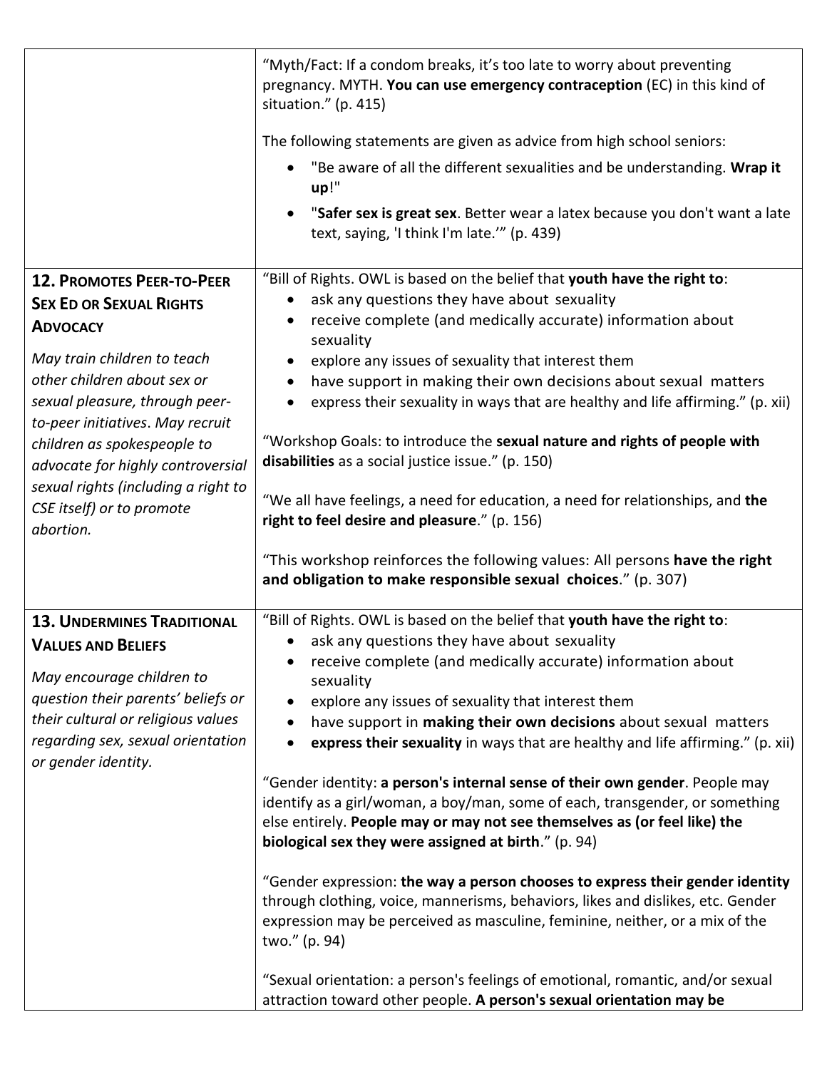| | |
|---|---|
| | "Myth/Fact: If a condom breaks, it's too late to worry about preventing pregnancy. MYTH. **You can use emergency contraception** (EC) in this kind of situation." (p. 415)<br><br>The following statements are given as advice from high school seniors:<br>• "Be aware of all the different sexualities and be understanding. **Wrap it up**!"<br>• "**Safer sex is great sex**. Better wear a latex because you don't want a late text, saying, 'I think I'm late.'" (p. 439) |
| **12. Promotes Peer-to-Peer Sex Ed or Sexual Rights Advocacy**<br><br>*May train children to teach other children about sex or sexual pleasure, through peer-to-peer initiatives. May recruit children as spokespeople to advocate for highly controversial sexual rights (including a right to CSE itself) or to promote abortion.* | "Bill of Rights. OWL is based on the belief that **youth have the right to**:<br>• ask any questions they have about sexuality<br>• receive complete (and medically accurate) information about sexuality<br>• explore any issues of sexuality that interest them<br>• have support in making their own decisions about sexual matters<br>• express their sexuality in ways that are healthy and life affirming." (p. xii)<br><br>"Workshop Goals: to introduce the **sexual nature and rights of people with disabilities** as a social justice issue." (p. 150)<br><br>"We all have feelings, a need for education, a need for relationships, and **the right to feel desire and pleasure**." (p. 156)<br><br>"This workshop reinforces the following values: All persons **have the right and obligation to make responsible sexual choices**." (p. 307) |
| **13. Undermines Traditional Values and Beliefs**<br><br>*May encourage children to question their parents' beliefs or their cultural or religious values regarding sex, sexual orientation or gender identity.* | "Bill of Rights. OWL is based on the belief that **youth have the right to**:<br>• ask any questions they have about sexuality<br>• receive complete (and medically accurate) information about sexuality<br>• explore any issues of sexuality that interest them<br>• have support in **making their own decisions** about sexual matters<br>• **express their sexuality** in ways that are healthy and life affirming." (p. xii)<br><br>"Gender identity: **a person's internal sense of their own gender**. People may identify as a girl/woman, a boy/man, some of each, transgender, or something else entirely. **People may or may not see themselves as (or feel like) the biological sex they were assigned at birth**." (p. 94)<br><br>"Gender expression: **the way a person chooses to express their gender identity** through clothing, voice, mannerisms, behaviors, likes and dislikes, etc. Gender expression may be perceived as masculine, feminine, neither, or a mix of the two." (p. 94)<br><br>"Sexual orientation: a person's feelings of emotional, romantic, and/or sexual attraction toward other people. **A person's sexual orientation may be** |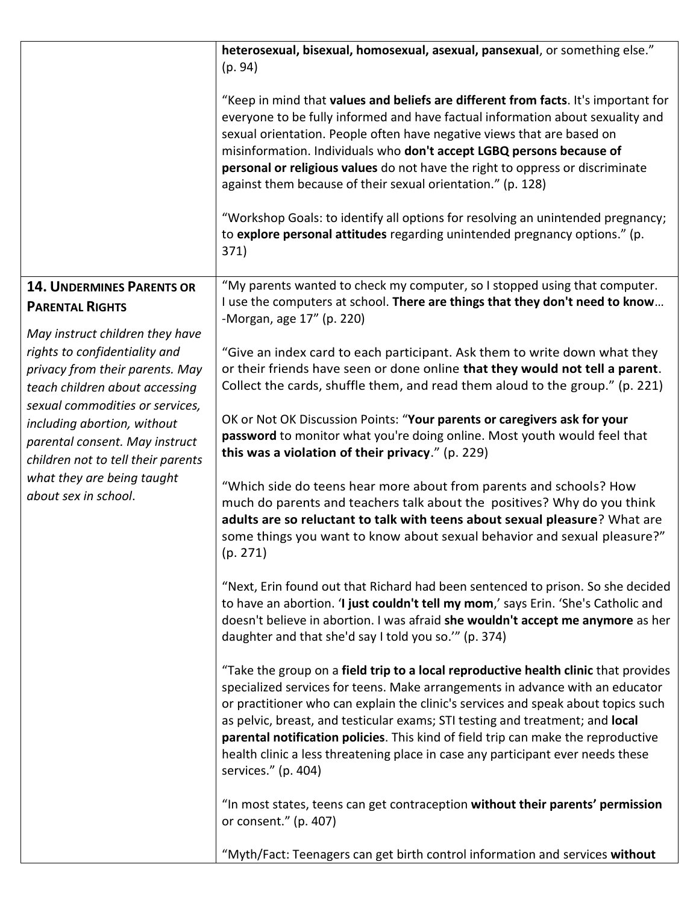| | |
|---|---|
| | "heterosexual, bisexual, homosexual, asexual, pansexual, or something else." (p. 94)<br><br>"Keep in mind that **values and beliefs are different from facts**. It's important for everyone to be fully informed and have factual information about sexuality and sexual orientation. People often have negative views that are based on misinformation. Individuals who **don't accept LGBQ persons because of personal or religious values** do not have the right to oppress or discriminate against them because of their sexual orientation." (p. 128)<br><br>"Workshop Goals: to identify all options for resolving an unintended pregnancy; to **explore personal attitudes** regarding unintended pregnancy options." (p. 371) |
| **14. Undermines Parents or Parental Rights**<br><br>*May instruct children they have rights to confidentiality and privacy from their parents. May teach children about accessing sexual commodities or services, including abortion, without parental consent. May instruct children not to tell their parents what they are being taught about sex in school.* | "My parents wanted to check my computer, so I stopped using that computer. I use the computers at school. **There are things that they don't need to know**… -Morgan, age 17" (p. 220)<br><br>"Give an index card to each participant. Ask them to write down what they or their friends have seen or done online **that they would not tell a parent**. Collect the cards, shuffle them, and read them aloud to the group." (p. 221)<br><br>OK or Not OK Discussion Points: "**Your parents or caregivers ask for your password** to monitor what you're doing online. Most youth would feel that **this was a violation of their privacy**." (p. 229)<br><br>"Which side do teens hear more about from parents and schools? How much do parents and teachers talk about the positives? Why do you think **adults are so reluctant to talk with teens about sexual pleasure**? What are some things you want to know about sexual behavior and sexual pleasure?" (p. 271)<br><br>"Next, Erin found out that Richard had been sentenced to prison. So she decided to have an abortion. '**I just couldn't tell my mom**,' says Erin. 'She's Catholic and doesn't believe in abortion. I was afraid **she wouldn't accept me anymore** as her daughter and that she'd say I told you so.'" (p. 374)<br><br>"Take the group on a **field trip to a local reproductive health clinic** that provides specialized services for teens. Make arrangements in advance with an educator or practitioner who can explain the clinic's services and speak about topics such as pelvic, breast, and testicular exams; STI testing and treatment; and **local parental notification policies**. This kind of field trip can make the reproductive health clinic a less threatening place in case any participant ever needs these services." (p. 404)<br><br>"In most states, teens can get contraception **without their parents' permission** or consent." (p. 407)<br><br>"Myth/Fact: Teenagers can get birth control information and services **without** |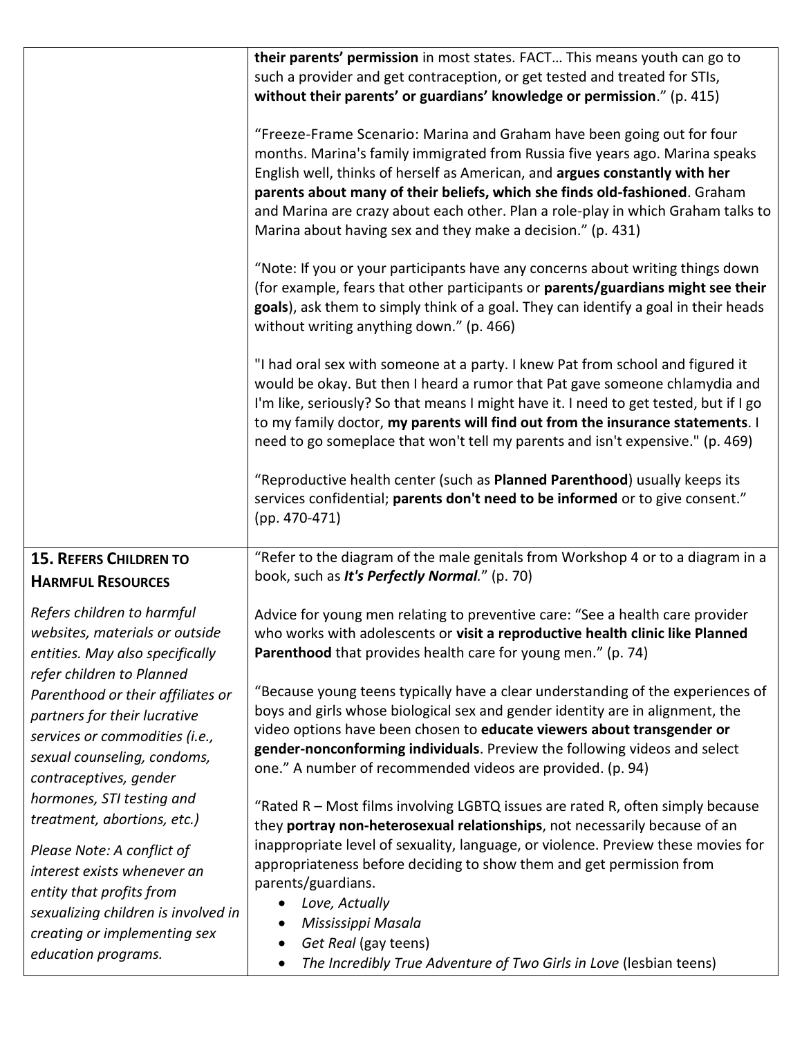| | |
|---|---|
| | **their parents' permission** in most states. FACT… This means youth can go to such a provider and get contraception, or get tested and treated for STIs, **without their parents' or guardians' knowledge or permission**." (p. 415)<br><br>"Freeze-Frame Scenario: Marina and Graham have been going out for four months. Marina's family immigrated from Russia five years ago. Marina speaks English well, thinks of herself as American, and **argues constantly with her parents about many of their beliefs, which she finds old-fashioned**. Graham and Marina are crazy about each other. Plan a role-play in which Graham talks to Marina about having sex and they make a decision." (p. 431)<br><br>"Note: If you or your participants have any concerns about writing things down (for example, fears that other participants or **parents/guardians might see their goals**), ask them to simply think of a goal. They can identify a goal in their heads without writing anything down." (p. 466)<br><br>"I had oral sex with someone at a party. I knew Pat from school and figured it would be okay. But then I heard a rumor that Pat gave someone chlamydia and I'm like, seriously? So that means I might have it. I need to get tested, but if I go to my family doctor, **my parents will find out from the insurance statements**. I need to go someplace that won't tell my parents and isn't expensive." (p. 469)<br><br>"Reproductive health center (such as **Planned Parenthood**) usually keeps its services confidential; **parents don't need to be informed** or to give consent." (pp. 470-471) |
| **15. Refers Children to Harmful Resources**<br><br>*Refers children to harmful websites, materials or outside entities. May also specifically refer children to Planned Parenthood or their affiliates or partners for their lucrative services or commodities (i.e., sexual counseling, condoms, contraceptives, gender hormones, STI testing and treatment, abortions, etc.)*<br><br>*Please Note: A conflict of interest exists whenever an entity that profits from sexualizing children is involved in creating or implementing sex education programs.* | "Refer to the diagram of the male genitals from Workshop 4 or to a diagram in a book, such as ***It's Perfectly Normal***." (p. 70)<br><br>Advice for young men relating to preventive care: "See a health care provider who works with adolescents or **visit a reproductive health clinic like Planned Parenthood** that provides health care for young men." (p. 74)<br><br>"Because young teens typically have a clear understanding of the experiences of boys and girls whose biological sex and gender identity are in alignment, the video options have been chosen to **educate viewers about transgender or gender-nonconforming individuals**. Preview the following videos and select one." A number of recommended videos are provided. (p. 94)<br><br>"Rated R – Most films involving LGBTQ issues are rated R, often simply because they **portray non-heterosexual relationships**, not necessarily because of an inappropriate level of sexuality, language, or violence. Preview these movies for appropriateness before deciding to show them and get permission from parents/guardians.<br>• *Love, Actually*<br>• *Mississippi Masala*<br>• *Get Real* (gay teens)<br>• *The Incredibly True Adventure of Two Girls in Love* (lesbian teens) |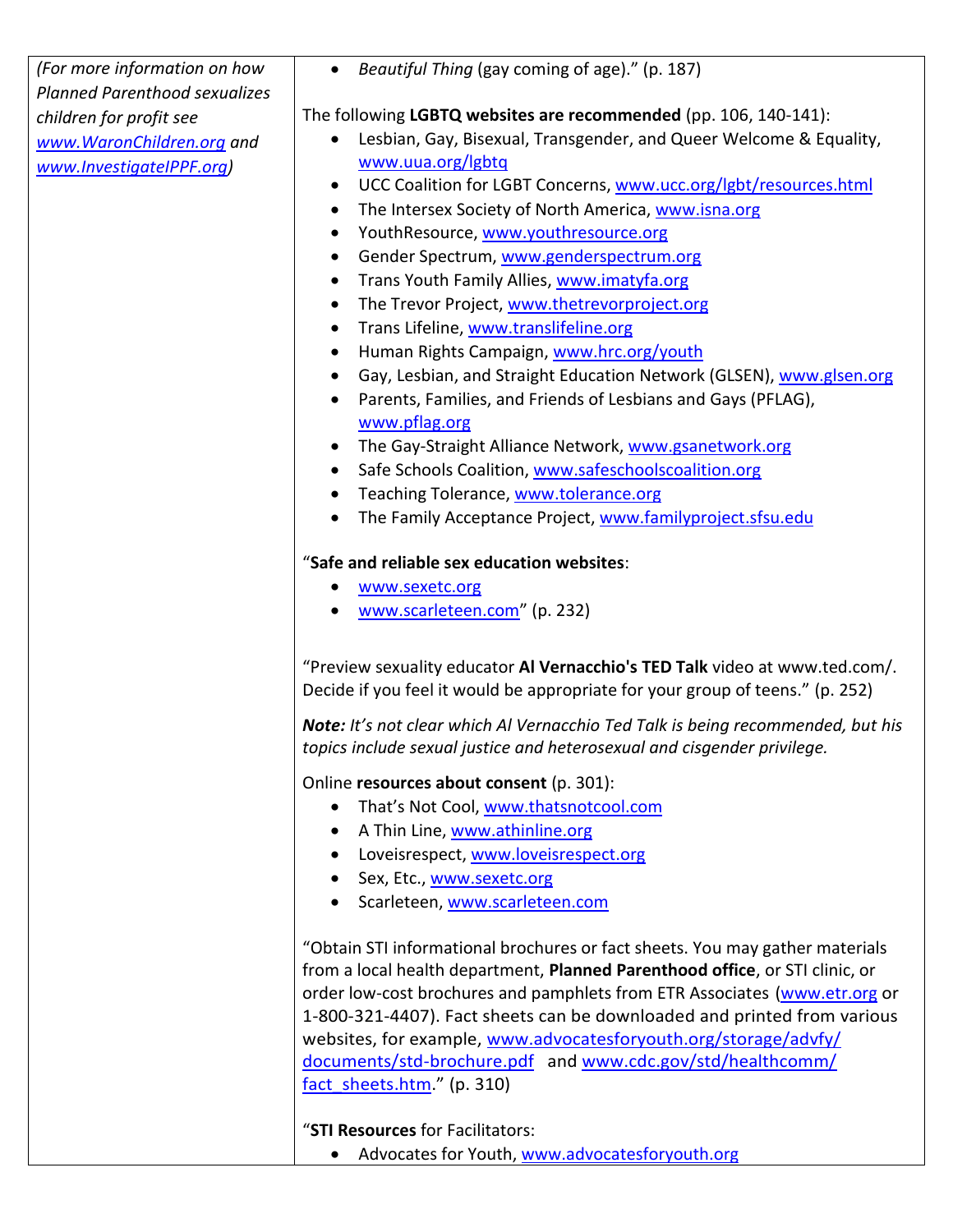| *(For more information on how Planned Parenthood sexualizes children for profit see www.WaronChildren.org and www.InvestigateIPPF.org)* | • *Beautiful Thing* (gay coming of age)." (p. 187)<br><br>The following **LGBTQ websites are recommended** (pp. 106, 140-141):<br>• Lesbian, Gay, Bisexual, Transgender, and Queer Welcome & Equality, www.uua.org/lgbtq<br>• UCC Coalition for LGBT Concerns, www.ucc.org/lgbt/resources.html<br>• The Intersex Society of North America, www.isna.org<br>• YouthResource, www.youthresource.org<br>• Gender Spectrum, www.genderspectrum.org<br>• Trans Youth Family Allies, www.imatyfa.org<br>• The Trevor Project, www.thetrevorproject.org<br>• Trans Lifeline, www.translifeline.org<br>• Human Rights Campaign, www.hrc.org/youth<br>• Gay, Lesbian, and Straight Education Network (GLSEN), www.glsen.org<br>• Parents, Families, and Friends of Lesbians and Gays (PFLAG), www.pflag.org<br>• The Gay-Straight Alliance Network, www.gsanetwork.org<br>• Safe Schools Coalition, www.safeschoolscoalition.org<br>• Teaching Tolerance, www.tolerance.org<br>• The Family Acceptance Project, www.familyproject.sfsu.edu<br><br>"**Safe and reliable sex education websites**:<br>• www.sexetc.org<br>• www.scarleteen.com" (p. 232)<br><br>"Preview sexuality educator **Al Vernacchio's TED Talk** video at www.ted.com/. Decide if you feel it would be appropriate for your group of teens." (p. 252)<br><br>***Note:*** *It's not clear which Al Vernacchio Ted Talk is being recommended, but his topics include sexual justice and heterosexual and cisgender privilege.*<br><br>Online **resources about consent** (p. 301):<br>• That's Not Cool, www.thatsnotcool.com<br>• A Thin Line, www.athinline.org<br>• Loveisrespect, www.loveisrespect.org<br>• Sex, Etc., www.sexetc.org<br>• Scarleteen, www.scarleteen.com<br><br>"Obtain STI informational brochures or fact sheets. You may gather materials from a local health department, **Planned Parenthood office**, or STI clinic, or order low-cost brochures and pamphlets from ETR Associates (www.etr.org or 1-800-321-4407). Fact sheets can be downloaded and printed from various websites, for example, www.advocatesforyouth.org/storage/advfy/documents/std-brochure.pdf and www.cdc.gov/std/healthcomm/fact_sheets.htm." (p. 310)<br><br>"**STI Resources** for Facilitators:<br>• Advocates for Youth, www.advocatesforyouth.org |
|---|---|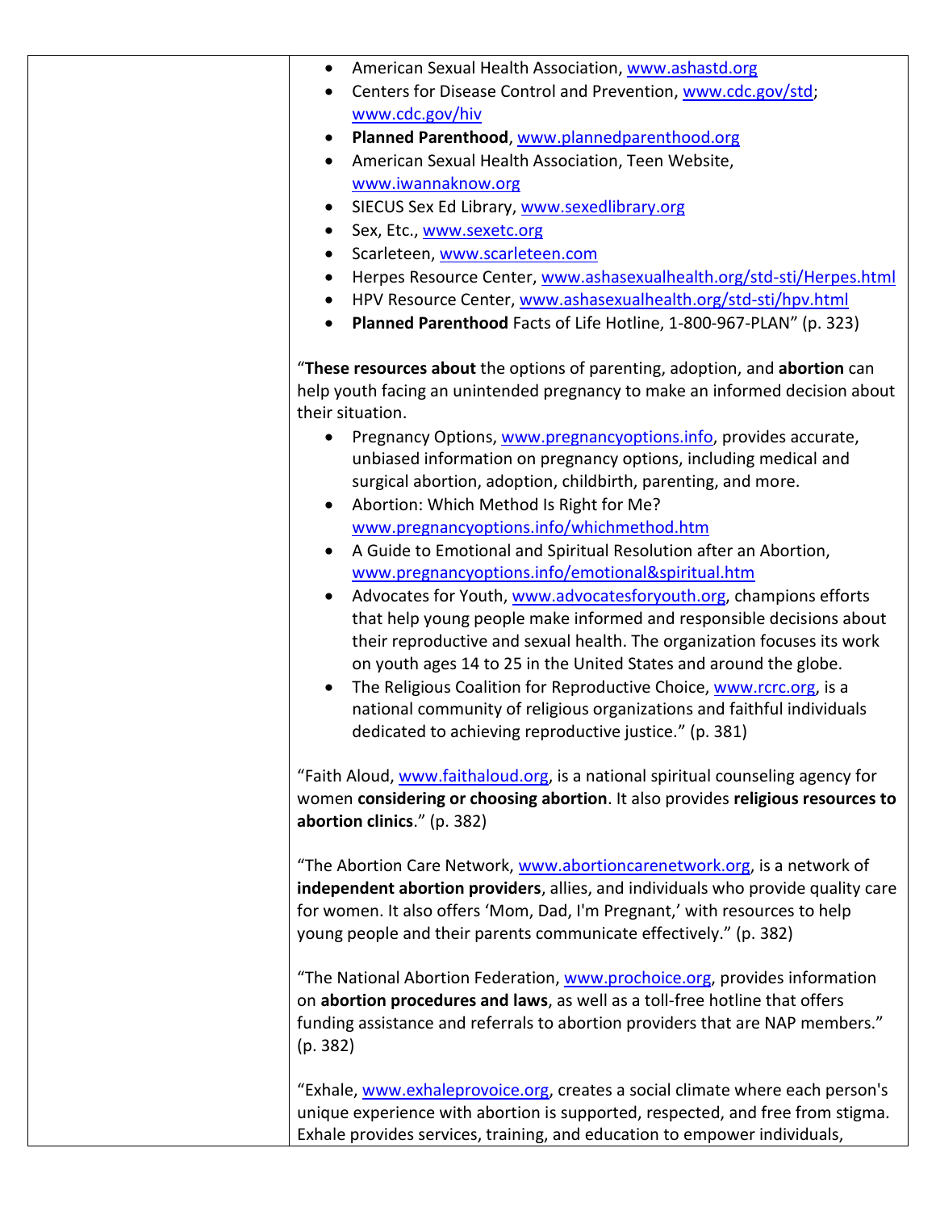| | - American Sexual Health Association, www.ashastd.org<br>- Centers for Disease Control and Prevention, www.cdc.gov/std; www.cdc.gov/hiv<br>- **Planned Parenthood**, www.plannedparenthood.org<br>- American Sexual Health Association, Teen Website, www.iwannaknow.org<br>- SIECUS Sex Ed Library, www.sexedlibrary.org<br>- Sex, Etc., www.sexetc.org<br>- Scarleteen, www.scarleteen.com<br>- Herpes Resource Center, www.ashasexualhealth.org/std-sti/Herpes.html<br>- HPV Resource Center, www.ashasexualhealth.org/std-sti/hpv.html<br>- **Planned Parenthood** Facts of Life Hotline, 1-800-967-PLAN" (p. 323)<br><br>"**These resources about** the options of parenting, adoption, and **abortion** can help youth facing an unintended pregnancy to make an informed decision about their situation.<br>- Pregnancy Options, www.pregnancyoptions.info, provides accurate, unbiased information on pregnancy options, including medical and surgical abortion, adoption, childbirth, parenting, and more.<br>- Abortion: Which Method Is Right for Me? www.pregnancyoptions.info/whichmethod.htm<br>- A Guide to Emotional and Spiritual Resolution after an Abortion, www.pregnancyoptions.info/emotional&spiritual.htm<br>- Advocates for Youth, www.advocatesforyouth.org, champions efforts that help young people make informed and responsible decisions about their reproductive and sexual health. The organization focuses its work on youth ages 14 to 25 in the United States and around the globe.<br>- The Religious Coalition for Reproductive Choice, www.rcrc.org, is a national community of religious organizations and faithful individuals dedicated to achieving reproductive justice." (p. 381)<br><br>"Faith Aloud, www.faithaloud.org, is a national spiritual counseling agency for women **considering or choosing abortion**. It also provides **religious resources to abortion clinics**." (p. 382)<br><br>"The Abortion Care Network, www.abortioncarenetwork.org, is a network of **independent abortion providers**, allies, and individuals who provide quality care for women. It also offers 'Mom, Dad, I'm Pregnant,' with resources to help young people and their parents communicate effectively." (p. 382)<br><br>"The National Abortion Federation, www.prochoice.org, provides information on **abortion procedures and laws**, as well as a toll-free hotline that offers funding assistance and referrals to abortion providers that are NAP members." (p. 382)<br><br>"Exhale, www.exhaleprovoice.org, creates a social climate where each person's unique experience with abortion is supported, respected, and free from stigma. Exhale provides services, training, and education to empower individuals, |
|---|---|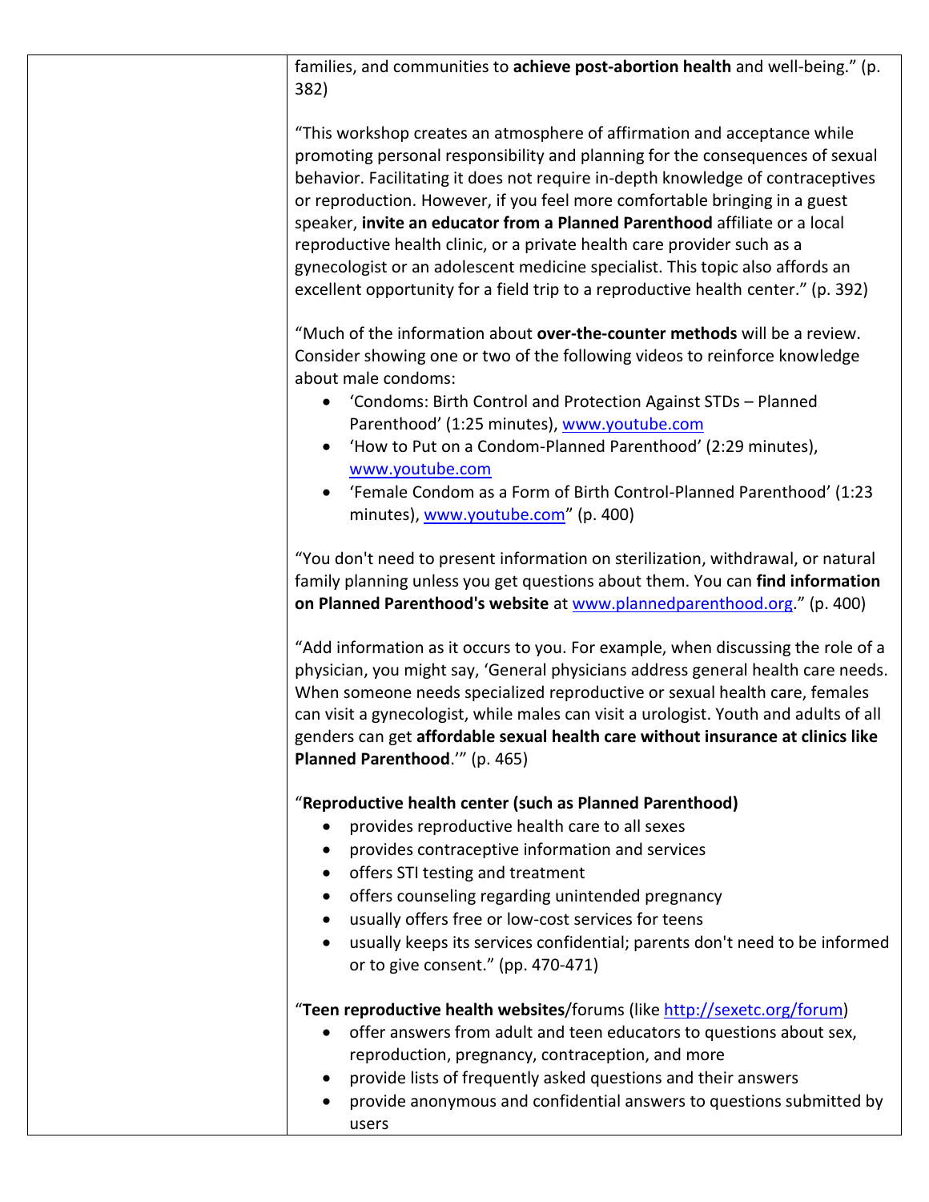| | families, and communities to **achieve post-abortion health** and well-being." (p. 382)<br><br>"This workshop creates an atmosphere of affirmation and acceptance while promoting personal responsibility and planning for the consequences of sexual behavior. Facilitating it does not require in-depth knowledge of contraceptives or reproduction. However, if you feel more comfortable bringing in a guest speaker, **invite an educator from a Planned Parenthood** affiliate or a local reproductive health clinic, or a private health care provider such as a gynecologist or an adolescent medicine specialist. This topic also affords an excellent opportunity for a field trip to a reproductive health center." (p. 392)<br><br>"Much of the information about **over-the-counter methods** will be a review. Consider showing one or two of the following videos to reinforce knowledge about male condoms:<br>• 'Condoms: Birth Control and Protection Against STDs – Planned Parenthood' (1:25 minutes), www.youtube.com<br>• 'How to Put on a Condom-Planned Parenthood' (2:29 minutes), www.youtube.com<br>• 'Female Condom as a Form of Birth Control-Planned Parenthood' (1:23 minutes), www.youtube.com" (p. 400)<br><br>"You don't need to present information on sterilization, withdrawal, or natural family planning unless you get questions about them. You can **find information on Planned Parenthood's website** at www.plannedparenthood.org." (p. 400)<br><br>"Add information as it occurs to you. For example, when discussing the role of a physician, you might say, 'General physicians address general health care needs. When someone needs specialized reproductive or sexual health care, females can visit a gynecologist, while males can visit a urologist. Youth and adults of all genders can get **affordable sexual health care without insurance at clinics like Planned Parenthood**.'" (p. 465)<br><br>"**Reproductive health center (such as Planned Parenthood)**<br>• provides reproductive health care to all sexes<br>• provides contraceptive information and services<br>• offers STI testing and treatment<br>• offers counseling regarding unintended pregnancy<br>• usually offers free or low-cost services for teens<br>• usually keeps its services confidential; parents don't need to be informed or to give consent." (pp. 470-471)<br><br>"**Teen reproductive health websites**/forums (like http://sexetc.org/forum)<br>• offer answers from adult and teen educators to questions about sex, reproduction, pregnancy, contraception, and more<br>• provide lists of frequently asked questions and their answers<br>• provide anonymous and confidential answers to questions submitted by users |
|---|---|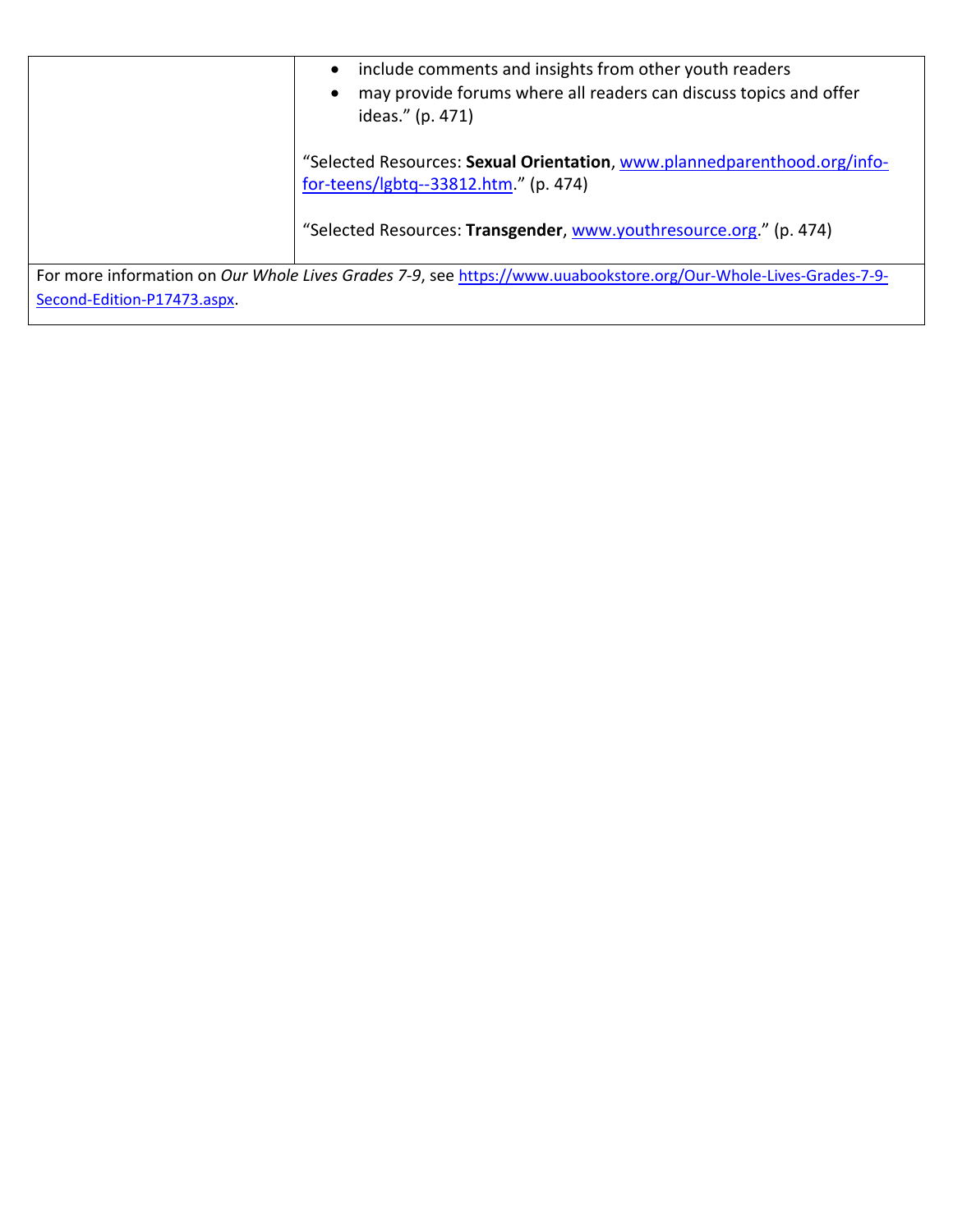| | |
|---|---|
| | • include comments and insights from other youth readers<br>• may provide forums where all readers can discuss topics and offer ideas." (p. 471)<br><br>"Selected Resources: **Sexual Orientation**, www.plannedparenthood.org/info-for-teens/lgbtq--33812.htm." (p. 474)<br><br>"Selected Resources: **Transgender**, www.youthresource.org." (p. 474) |
| For more information on *Our Whole Lives Grades 7-9*, see https://www.uuabookstore.org/Our-Whole-Lives-Grades-7-9-Second-Edition-P17473.aspx. | |